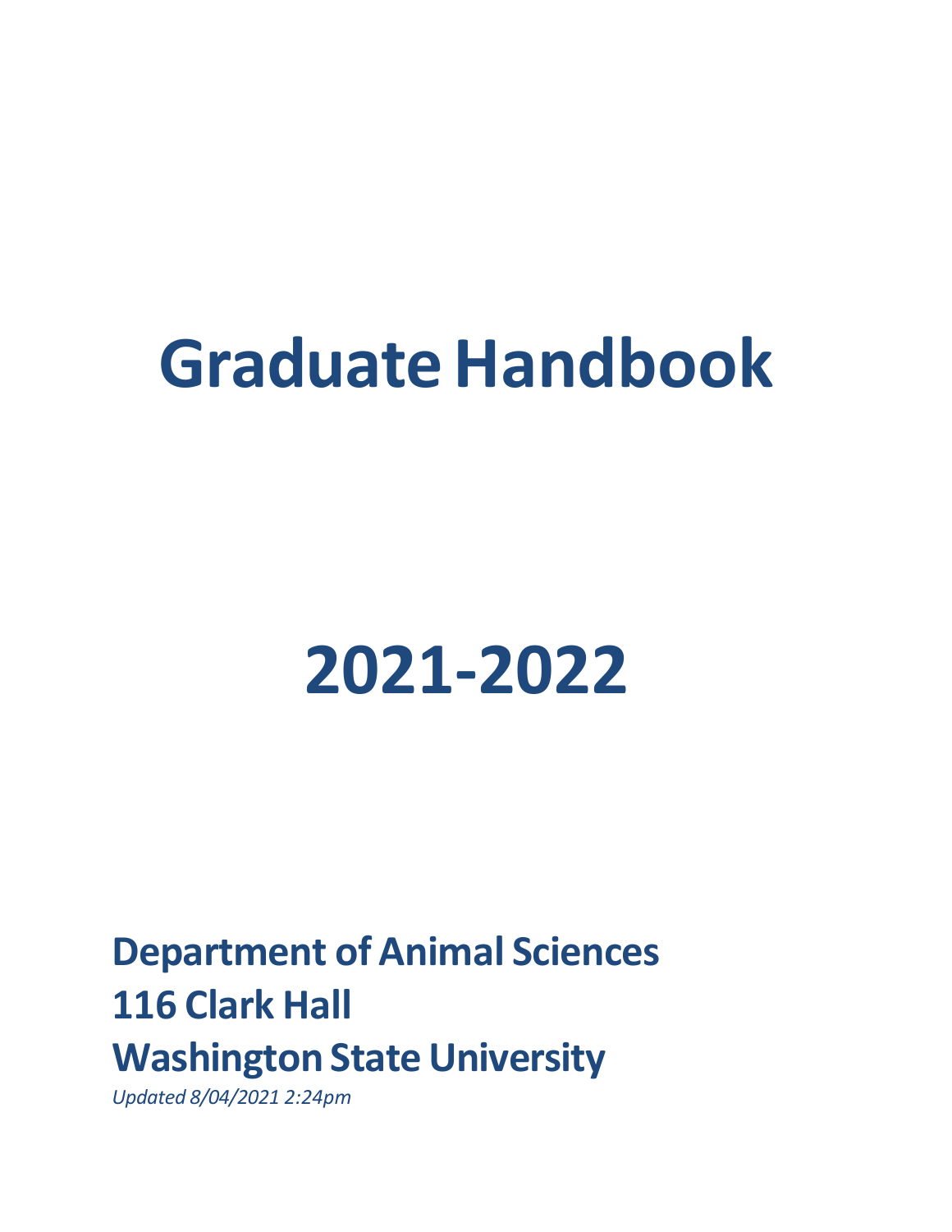# Graduate Handbook

# 2021-2022

**Department of Animal Sciences**
**116 Clark Hall**
**Washington State University**

*Updated 8/04/2021 2:24pm*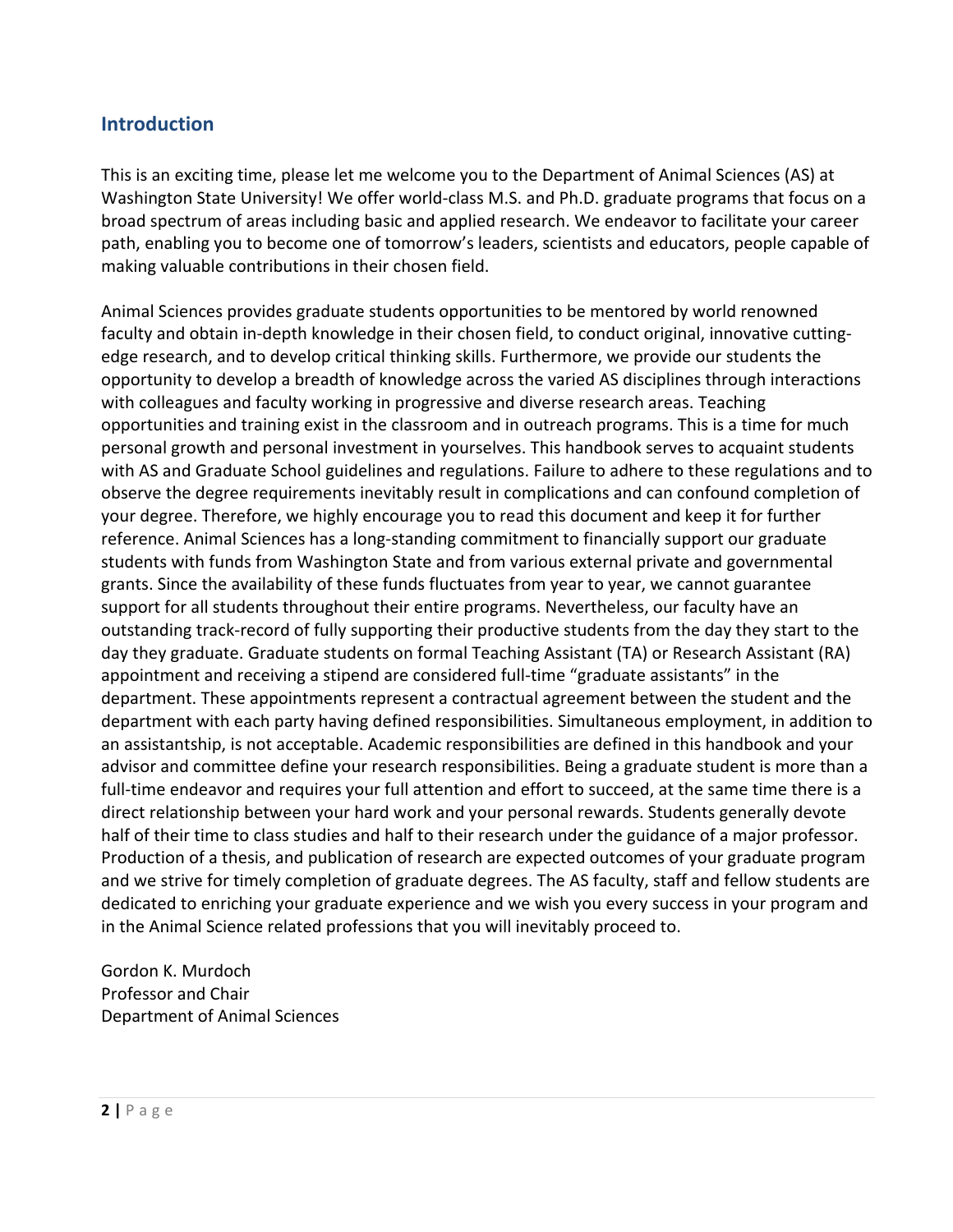## Introduction

This is an exciting time, please let me welcome you to the Department of Animal Sciences (AS) at Washington State University! We offer world-class M.S. and Ph.D. graduate programs that focus on a broad spectrum of areas including basic and applied research. We endeavor to facilitate your career path, enabling you to become one of tomorrow's leaders, scientists and educators, people capable of making valuable contributions in their chosen field.

Animal Sciences provides graduate students opportunities to be mentored by world renowned faculty and obtain in-depth knowledge in their chosen field, to conduct original, innovative cutting-edge research, and to develop critical thinking skills. Furthermore, we provide our students the opportunity to develop a breadth of knowledge across the varied AS disciplines through interactions with colleagues and faculty working in progressive and diverse research areas. Teaching opportunities and training exist in the classroom and in outreach programs. This is a time for much personal growth and personal investment in yourselves. This handbook serves to acquaint students with AS and Graduate School guidelines and regulations. Failure to adhere to these regulations and to observe the degree requirements inevitably result in complications and can confound completion of your degree. Therefore, we highly encourage you to read this document and keep it for further reference. Animal Sciences has a long-standing commitment to financially support our graduate students with funds from Washington State and from various external private and governmental grants. Since the availability of these funds fluctuates from year to year, we cannot guarantee support for all students throughout their entire programs. Nevertheless, our faculty have an outstanding track-record of fully supporting their productive students from the day they start to the day they graduate. Graduate students on formal Teaching Assistant (TA) or Research Assistant (RA) appointment and receiving a stipend are considered full-time "graduate assistants" in the department. These appointments represent a contractual agreement between the student and the department with each party having defined responsibilities. Simultaneous employment, in addition to an assistantship, is not acceptable. Academic responsibilities are defined in this handbook and your advisor and committee define your research responsibilities. Being a graduate student is more than a full-time endeavor and requires your full attention and effort to succeed, at the same time there is a direct relationship between your hard work and your personal rewards. Students generally devote half of their time to class studies and half to their research under the guidance of a major professor. Production of a thesis, and publication of research are expected outcomes of your graduate program and we strive for timely completion of graduate degrees. The AS faculty, staff and fellow students are dedicated to enriching your graduate experience and we wish you every success in your program and in the Animal Science related professions that you will inevitably proceed to.

Gordon K. Murdoch
Professor and Chair
Department of Animal Sciences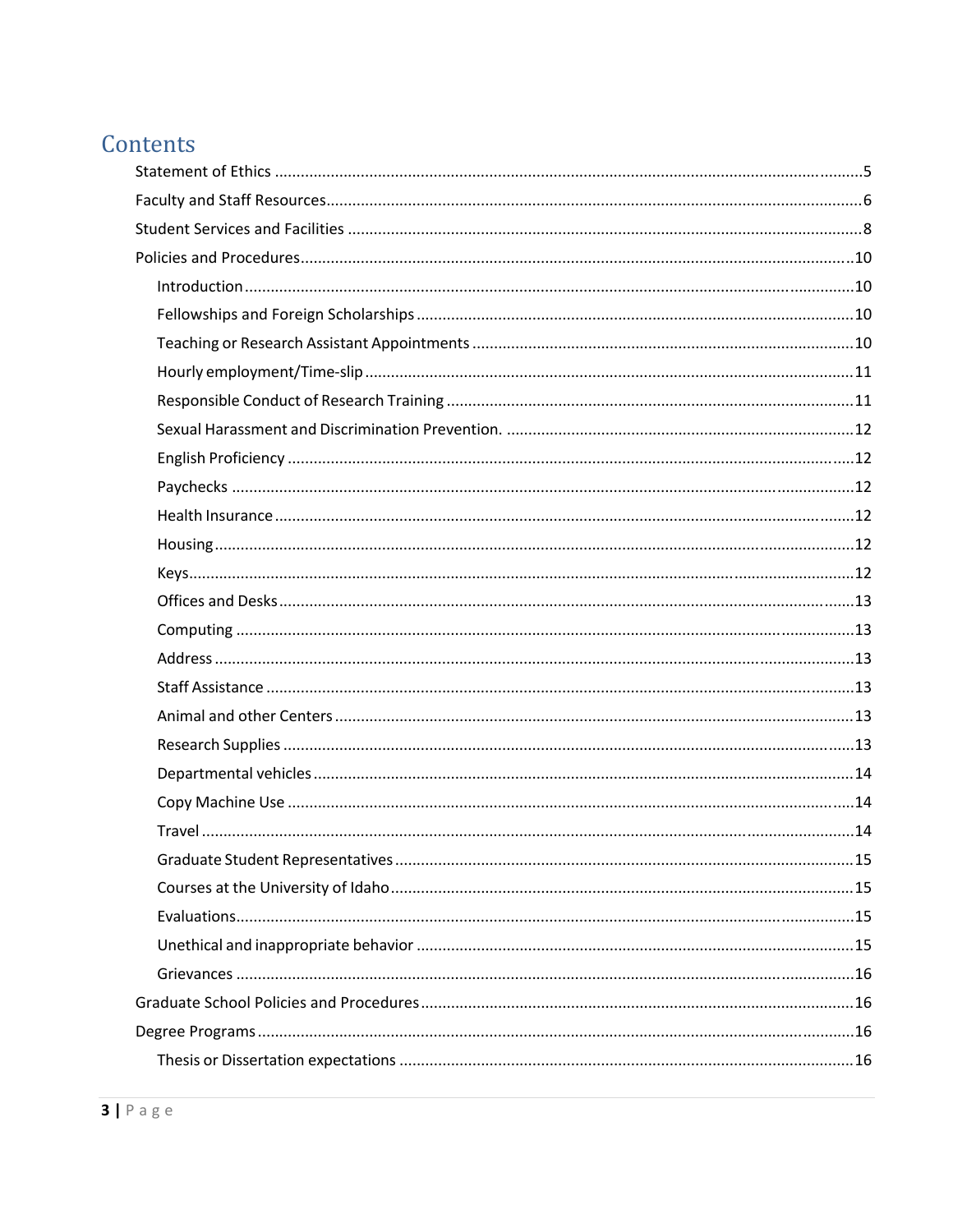# Contents

- Statement of Ethics ........ 5
- Faculty and Staff Resources ........ 6
- Student Services and Facilities ........ 8
- Policies and Procedures ........ 10
  - Introduction ........ 10
  - Fellowships and Foreign Scholarships ........ 10
  - Teaching or Research Assistant Appointments ........ 10
  - Hourly employment/Time-slip ........ 11
  - Responsible Conduct of Research Training ........ 11
  - Sexual Harassment and Discrimination Prevention. ........ 12
  - English Proficiency ........ 12
  - Paychecks ........ 12
  - Health Insurance ........ 12
  - Housing ........ 12
  - Keys ........ 12
  - Offices and Desks ........ 13
  - Computing ........ 13
  - Address ........ 13
  - Staff Assistance ........ 13
  - Animal and other Centers ........ 13
  - Research Supplies ........ 13
  - Departmental vehicles ........ 14
  - Copy Machine Use ........ 14
  - Travel ........ 14
  - Graduate Student Representatives ........ 15
  - Courses at the University of Idaho ........ 15
  - Evaluations ........ 15
  - Unethical and inappropriate behavior ........ 15
  - Grievances ........ 16
- Graduate School Policies and Procedures ........ 16
- Degree Programs ........ 16
  - Thesis or Dissertation expectations ........ 16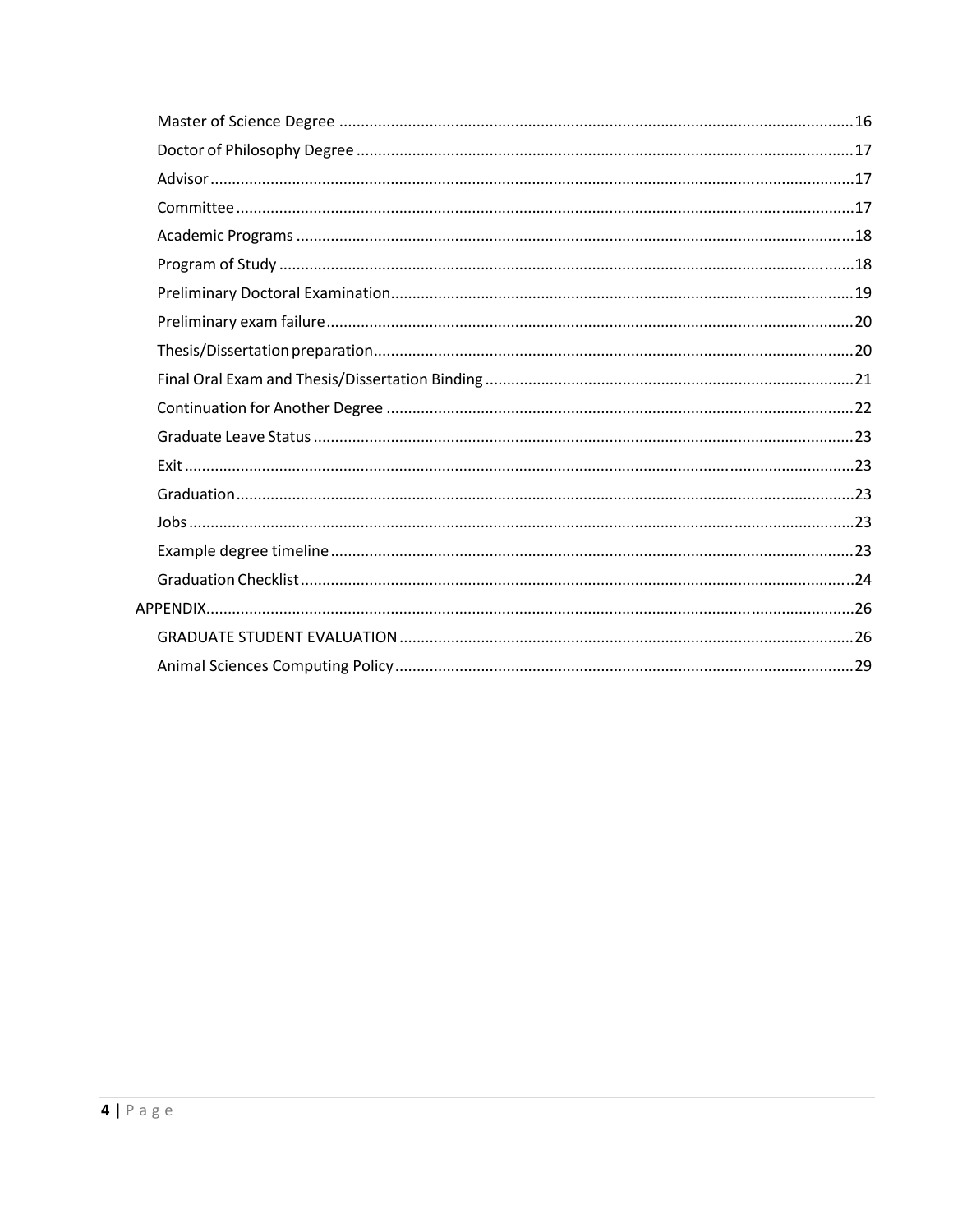- Master of Science Degree ......................................................................................................16
- Doctor of Philosophy Degree ..................................................................................................17
- Advisor ....................................................................................................................................17
- Committee ...............................................................................................................................17
- Academic Programs .................................................................................................................18
- Program of Study .....................................................................................................................18
- Preliminary Doctoral Examination............................................................................................19
- Preliminary exam failure..........................................................................................................20
- Thesis/Dissertation preparation...............................................................................................20
- Final Oral Exam and Thesis/Dissertation Binding .....................................................................21
- Continuation for Another Degree ............................................................................................22
- Graduate Leave Status .............................................................................................................23
- Exit ...........................................................................................................................................23
- Graduation...............................................................................................................................23
- Jobs ..........................................................................................................................................23
- Example degree timeline .........................................................................................................23
- Graduation Checklist................................................................................................................24

APPENDIX......................................................................................................................................26

- GRADUATE STUDENT EVALUATION .........................................................................................26
- Animal Sciences Computing Policy ..........................................................................................29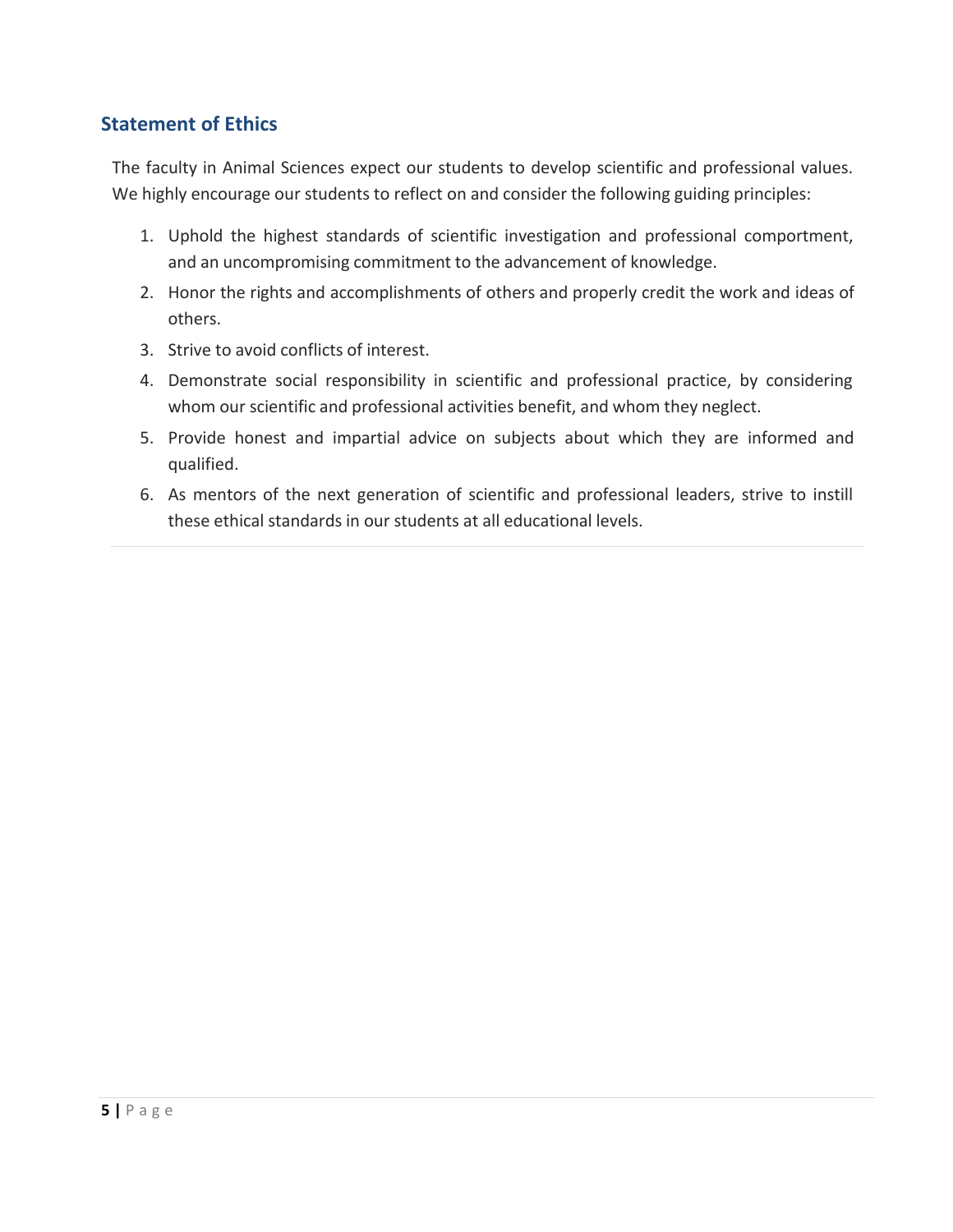## Statement of Ethics

The faculty in Animal Sciences expect our students to develop scientific and professional values. We highly encourage our students to reflect on and consider the following guiding principles:

1. Uphold the highest standards of scientific investigation and professional comportment, and an uncompromising commitment to the advancement of knowledge.
2. Honor the rights and accomplishments of others and properly credit the work and ideas of others.
3. Strive to avoid conflicts of interest.
4. Demonstrate social responsibility in scientific and professional practice, by considering whom our scientific and professional activities benefit, and whom they neglect.
5. Provide honest and impartial advice on subjects about which they are informed and qualified.
6. As mentors of the next generation of scientific and professional leaders, strive to instill these ethical standards in our students at all educational levels.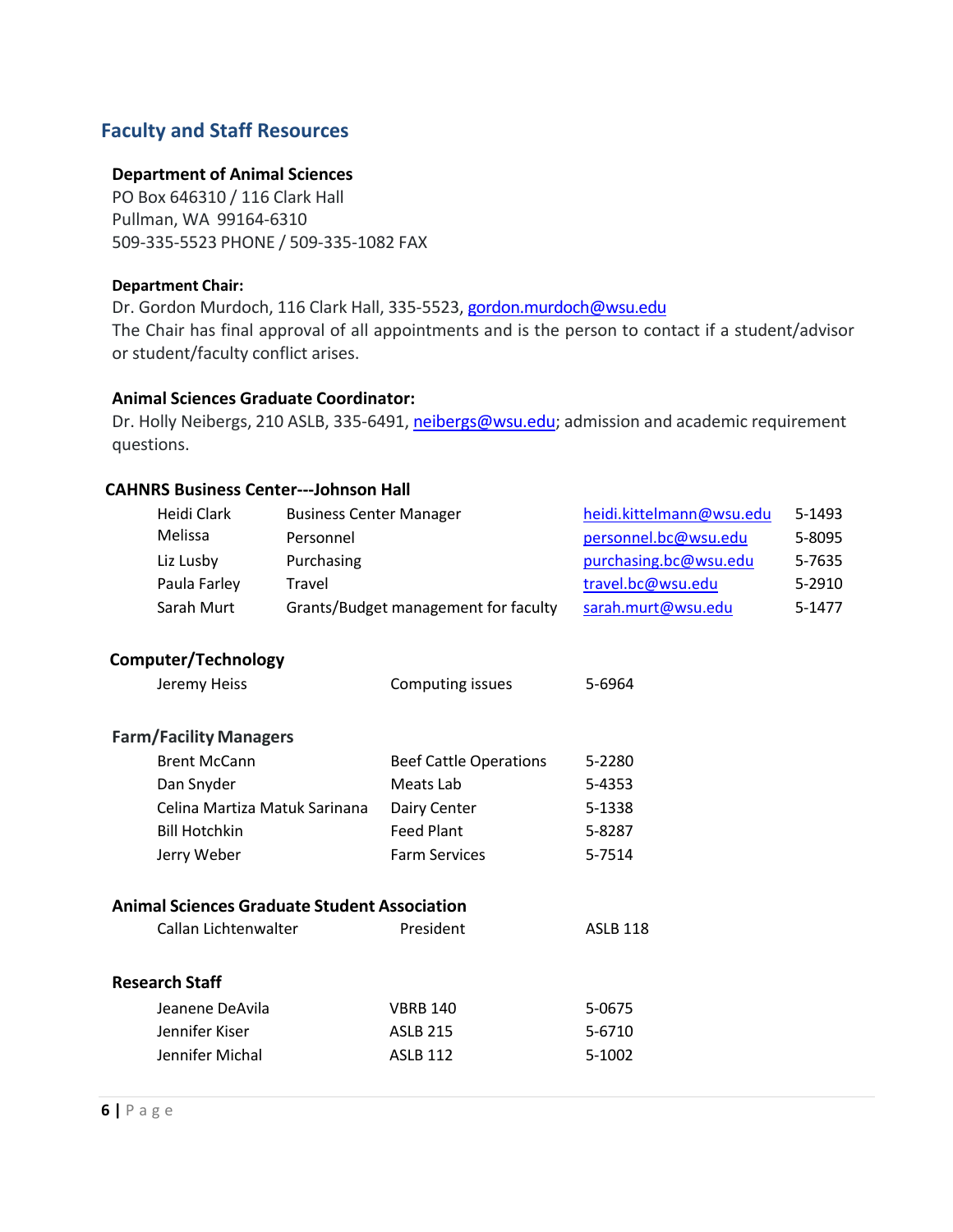## Faculty and Staff Resources

**Department of Animal Sciences**
PO Box 646310 / 116 Clark Hall
Pullman, WA 99164-6310
509-335-5523 PHONE / 509-335-1082 FAX

**Department Chair:**
Dr. Gordon Murdoch, 116 Clark Hall, 335-5523, gordon.murdoch@wsu.edu
The Chair has final approval of all appointments and is the person to contact if a student/advisor or student/faculty conflict arises.

**Animal Sciences Graduate Coordinator:**
Dr. Holly Neibergs, 210 ASLB, 335-6491, neibergs@wsu.edu; admission and academic requirement questions.

**CAHNRS Business Center---Johnson Hall**

| | | | |
|---|---|---|---|
| Heidi Clark | Business Center Manager | heidi.kittelmann@wsu.edu | 5-1493 |
| Melissa | Personnel | personnel.bc@wsu.edu | 5-8095 |
| Liz Lusby | Purchasing | purchasing.bc@wsu.edu | 5-7635 |
| Paula Farley | Travel | travel.bc@wsu.edu | 5-2910 |
| Sarah Murt | Grants/Budget management for faculty | sarah.murt@wsu.edu | 5-1477 |

**Computer/Technology**

| | | |
|---|---|---|
| Jeremy Heiss | Computing issues | 5-6964 |

**Farm/Facility Managers**

| | | |
|---|---|---|
| Brent McCann | Beef Cattle Operations | 5-2280 |
| Dan Snyder | Meats Lab | 5-4353 |
| Celina Martiza Matuk Sarinana | Dairy Center | 5-1338 |
| Bill Hotchkin | Feed Plant | 5-8287 |
| Jerry Weber | Farm Services | 5-7514 |

**Animal Sciences Graduate Student Association**

| | | |
|---|---|---|
| Callan Lichtenwalter | President | ASLB 118 |

**Research Staff**

| | | |
|---|---|---|
| Jeanene DeAvila | VBRB 140 | 5-0675 |
| Jennifer Kiser | ASLB 215 | 5-6710 |
| Jennifer Michal | ASLB 112 | 5-1002 |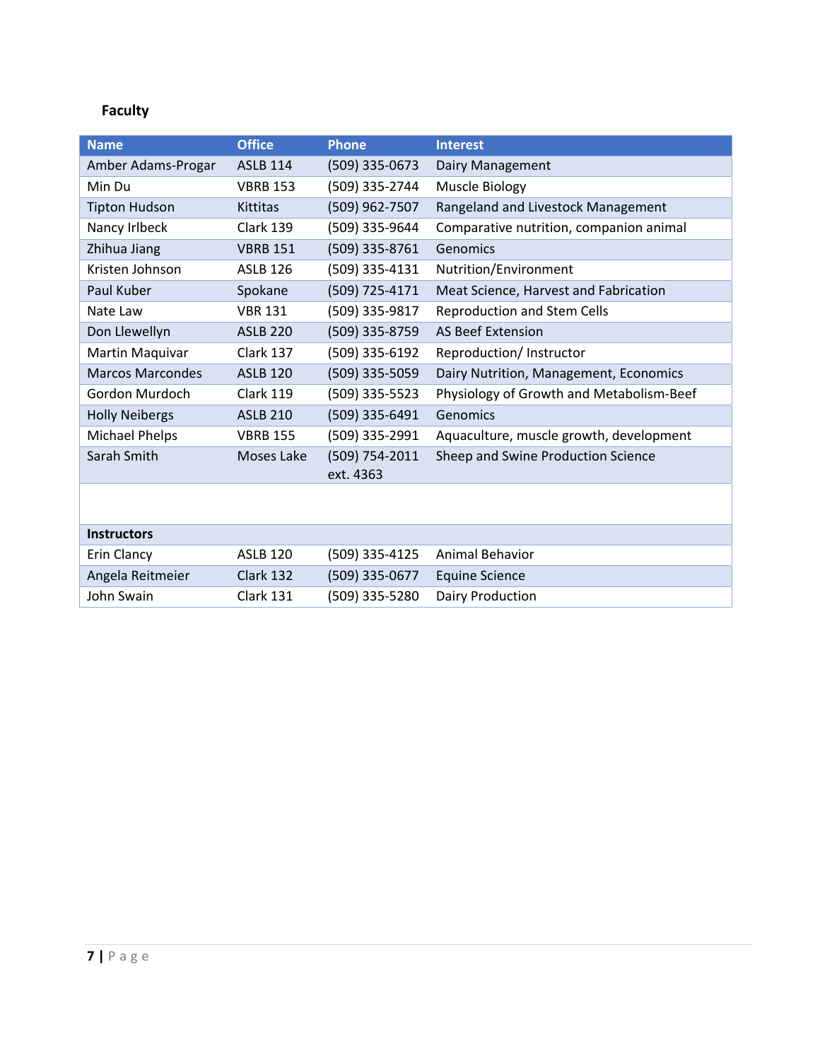**Faculty**

| Name | Office | Phone | Interest |
|---|---|---|---|
| Amber Adams-Progar | ASLB 114 | (509) 335-0673 | Dairy Management |
| Min Du | VBRB 153 | (509) 335-2744 | Muscle Biology |
| Tipton Hudson | Kittitas | (509) 962-7507 | Rangeland and Livestock Management |
| Nancy Irlbeck | Clark 139 | (509) 335-9644 | Comparative nutrition, companion animal |
| Zhihua Jiang | VBRB 151 | (509) 335-8761 | Genomics |
| Kristen Johnson | ASLB 126 | (509) 335-4131 | Nutrition/Environment |
| Paul Kuber | Spokane | (509) 725-4171 | Meat Science, Harvest and Fabrication |
| Nate Law | VBR 131 | (509) 335-9817 | Reproduction and Stem Cells |
| Don Llewellyn | ASLB 220 | (509) 335-8759 | AS Beef Extension |
| Martin Maquivar | Clark 137 | (509) 335-6192 | Reproduction/ Instructor |
| Marcos Marcondes | ASLB 120 | (509) 335-5059 | Dairy Nutrition, Management, Economics |
| Gordon Murdoch | Clark 119 | (509) 335-5523 | Physiology of Growth and Metabolism-Beef |
| Holly Neibergs | ASLB 210 | (509) 335-6491 | Genomics |
| Michael Phelps | VBRB 155 | (509) 335-2991 | Aquaculture, muscle growth, development |
| Sarah Smith | Moses Lake | (509) 754-2011 ext. 4363 | Sheep and Swine Production Science |
| | | | |
| **Instructors** | | | |
| Erin Clancy | ASLB 120 | (509) 335-4125 | Animal Behavior |
| Angela Reitmeier | Clark 132 | (509) 335-0677 | Equine Science |
| John Swain | Clark 131 | (509) 335-5280 | Dairy Production |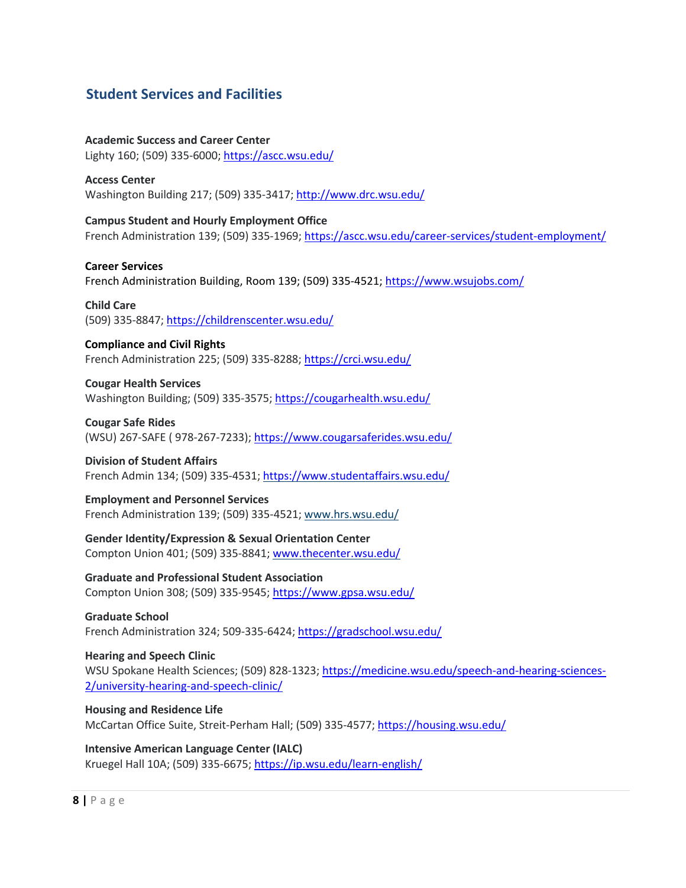## Student Services and Facilities

**Academic Success and Career Center**
Lighty 160; (509) 335-6000; https://ascc.wsu.edu/

**Access Center**
Washington Building 217; (509) 335-3417; http://www.drc.wsu.edu/

**Campus Student and Hourly Employment Office**
French Administration 139; (509) 335-1969; https://ascc.wsu.edu/career-services/student-employment/

**Career Services**
French Administration Building, Room 139; (509) 335-4521; https://www.wsujobs.com/

**Child Care**
(509) 335-8847; https://childrenscenter.wsu.edu/

**Compliance and Civil Rights**
French Administration 225; (509) 335-8288; https://crci.wsu.edu/

**Cougar Health Services**
Washington Building; (509) 335-3575; https://cougarhealth.wsu.edu/

**Cougar Safe Rides**
(WSU) 267-SAFE ( 978-267-7233); https://www.cougarsaferides.wsu.edu/

**Division of Student Affairs**
French Admin 134; (509) 335-4531; https://www.studentaffairs.wsu.edu/

**Employment and Personnel Services**
French Administration 139; (509) 335-4521; www.hrs.wsu.edu/

**Gender Identity/Expression & Sexual Orientation Center**
Compton Union 401; (509) 335-8841; www.thecenter.wsu.edu/

**Graduate and Professional Student Association**
Compton Union 308; (509) 335-9545; https://www.gpsa.wsu.edu/

**Graduate School**
French Administration 324; 509-335-6424; https://gradschool.wsu.edu/

**Hearing and Speech Clinic**
WSU Spokane Health Sciences; (509) 828-1323; https://medicine.wsu.edu/speech-and-hearing-sciences-2/university-hearing-and-speech-clinic/

**Housing and Residence Life**
McCartan Office Suite, Streit-Perham Hall; (509) 335-4577; https://housing.wsu.edu/

**Intensive American Language Center (IALC)**
Kruegel Hall 10A; (509) 335-6675; https://ip.wsu.edu/learn-english/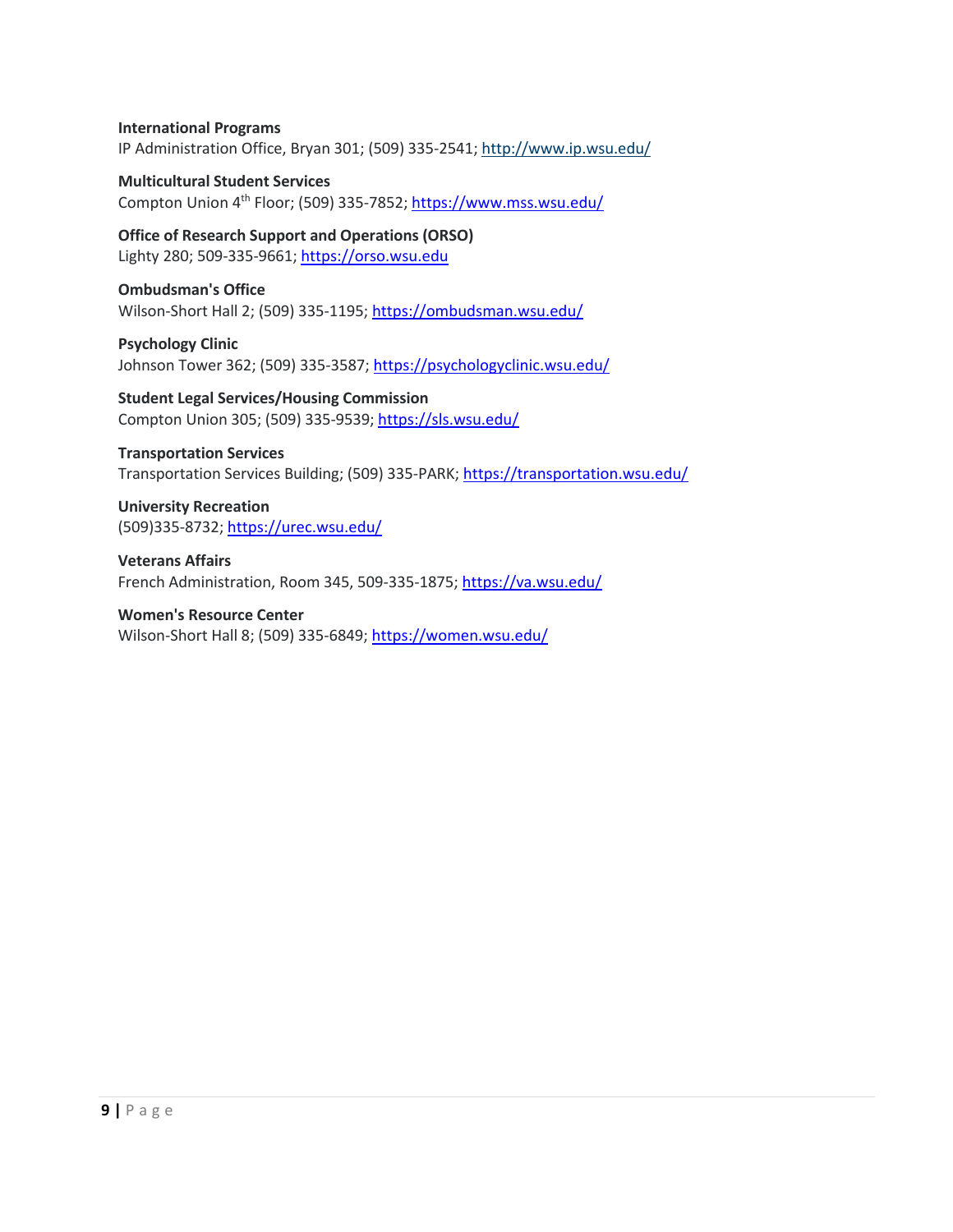**International Programs**
IP Administration Office, Bryan 301; (509) 335-2541; http://www.ip.wsu.edu/

**Multicultural Student Services**
Compton Union 4th Floor; (509) 335-7852; https://www.mss.wsu.edu/

**Office of Research Support and Operations (ORSO)**
Lighty 280; 509-335-9661; https://orso.wsu.edu

**Ombudsman's Office**
Wilson-Short Hall 2; (509) 335-1195; https://ombudsman.wsu.edu/

**Psychology Clinic**
Johnson Tower 362; (509) 335-3587; https://psychologyclinic.wsu.edu/

**Student Legal Services/Housing Commission**
Compton Union 305; (509) 335-9539; https://sls.wsu.edu/

**Transportation Services**
Transportation Services Building; (509) 335-PARK; https://transportation.wsu.edu/

**University Recreation**
(509)335-8732; https://urec.wsu.edu/

**Veterans Affairs**
French Administration, Room 345, 509-335-1875; https://va.wsu.edu/

**Women's Resource Center**
Wilson-Short Hall 8; (509) 335-6849; https://women.wsu.edu/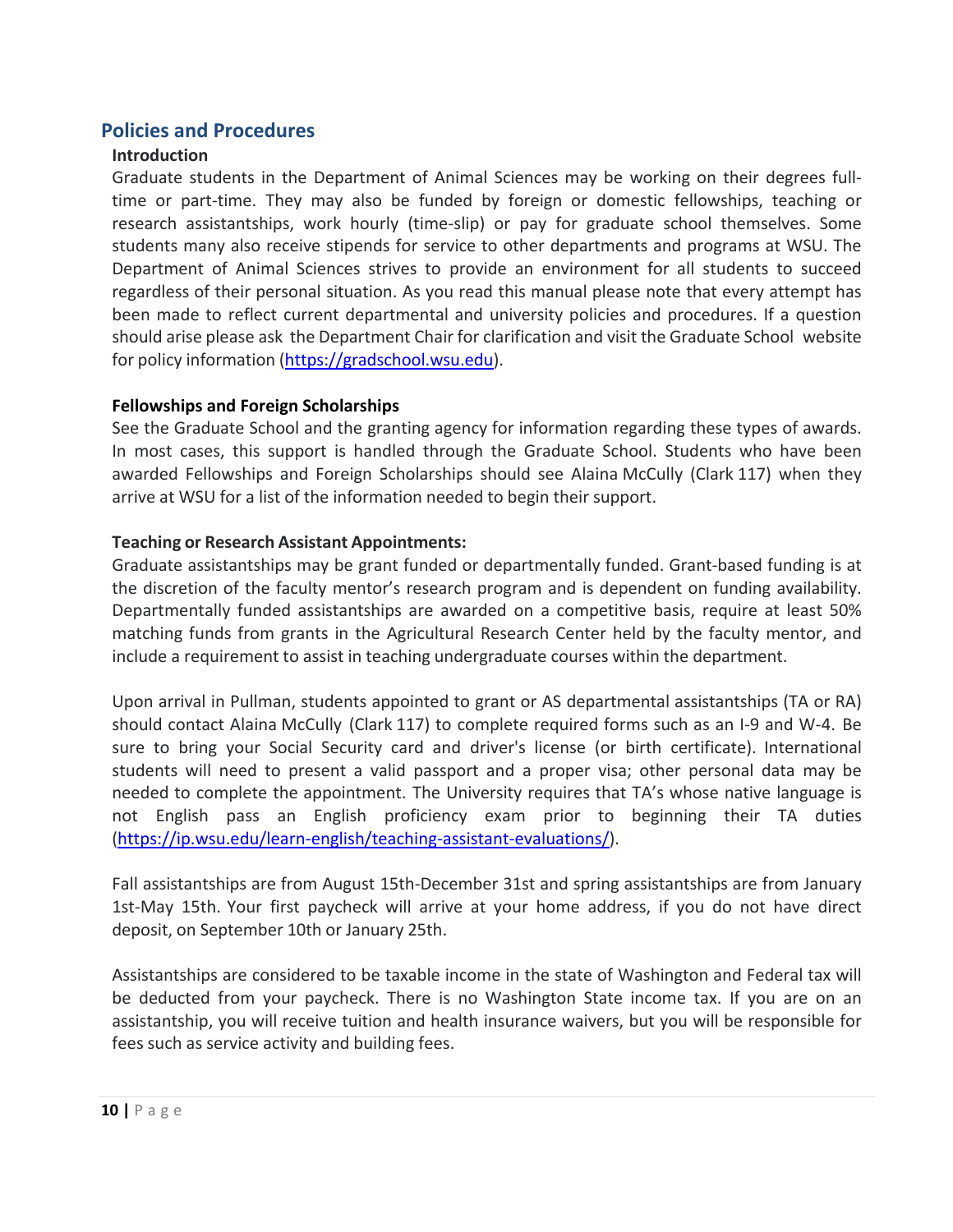## Policies and Procedures

### Introduction

Graduate students in the Department of Animal Sciences may be working on their degrees full-time or part-time. They may also be funded by foreign or domestic fellowships, teaching or research assistantships, work hourly (time-slip) or pay for graduate school themselves. Some students many also receive stipends for service to other departments and programs at WSU. The Department of Animal Sciences strives to provide an environment for all students to succeed regardless of their personal situation. As you read this manual please note that every attempt has been made to reflect current departmental and university policies and procedures. If a question should arise please ask the Department Chair for clarification and visit the Graduate School website for policy information (https://gradschool.wsu.edu).

### Fellowships and Foreign Scholarships

See the Graduate School and the granting agency for information regarding these types of awards. In most cases, this support is handled through the Graduate School. Students who have been awarded Fellowships and Foreign Scholarships should see Alaina McCully (Clark 117) when they arrive at WSU for a list of the information needed to begin their support.

### Teaching or Research Assistant Appointments:

Graduate assistantships may be grant funded or departmentally funded. Grant-based funding is at the discretion of the faculty mentor's research program and is dependent on funding availability. Departmentally funded assistantships are awarded on a competitive basis, require at least 50% matching funds from grants in the Agricultural Research Center held by the faculty mentor, and include a requirement to assist in teaching undergraduate courses within the department.

Upon arrival in Pullman, students appointed to grant or AS departmental assistantships (TA or RA) should contact Alaina McCully (Clark 117) to complete required forms such as an I-9 and W-4. Be sure to bring your Social Security card and driver's license (or birth certificate). International students will need to present a valid passport and a proper visa; other personal data may be needed to complete the appointment. The University requires that TA's whose native language is not English pass an English proficiency exam prior to beginning their TA duties (https://ip.wsu.edu/learn-english/teaching-assistant-evaluations/).

Fall assistantships are from August 15th-December 31st and spring assistantships are from January 1st-May 15th. Your first paycheck will arrive at your home address, if you do not have direct deposit, on September 10th or January 25th.

Assistantships are considered to be taxable income in the state of Washington and Federal tax will be deducted from your paycheck. There is no Washington State income tax. If you are on an assistantship, you will receive tuition and health insurance waivers, but you will be responsible for fees such as service activity and building fees.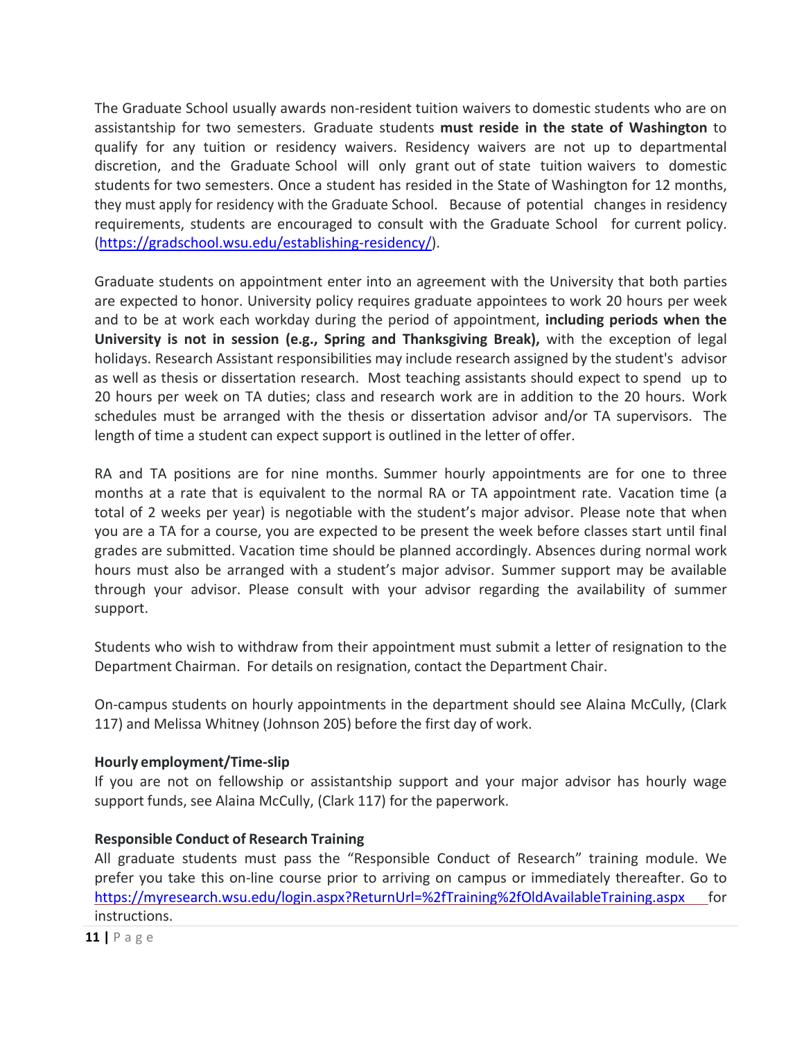The Graduate School usually awards non-resident tuition waivers to domestic students who are on assistantship for two semesters. Graduate students **must reside in the state of Washington** to qualify for any tuition or residency waivers. Residency waivers are not up to departmental discretion, and the Graduate School will only grant out of state tuition waivers to domestic students for two semesters. Once a student has resided in the State of Washington for 12 months, they must apply for residency with the Graduate School. Because of potential changes in residency requirements, students are encouraged to consult with the Graduate School for current policy. (https://gradschool.wsu.edu/establishing-residency/).

Graduate students on appointment enter into an agreement with the University that both parties are expected to honor. University policy requires graduate appointees to work 20 hours per week and to be at work each workday during the period of appointment, **including periods when the University is not in session (e.g., Spring and Thanksgiving Break),** with the exception of legal holidays. Research Assistant responsibilities may include research assigned by the student's advisor as well as thesis or dissertation research. Most teaching assistants should expect to spend up to 20 hours per week on TA duties; class and research work are in addition to the 20 hours. Work schedules must be arranged with the thesis or dissertation advisor and/or TA supervisors. The length of time a student can expect support is outlined in the letter of offer.

RA and TA positions are for nine months. Summer hourly appointments are for one to three months at a rate that is equivalent to the normal RA or TA appointment rate. Vacation time (a total of 2 weeks per year) is negotiable with the student's major advisor. Please note that when you are a TA for a course, you are expected to be present the week before classes start until final grades are submitted. Vacation time should be planned accordingly. Absences during normal work hours must also be arranged with a student's major advisor. Summer support may be available through your advisor. Please consult with your advisor regarding the availability of summer support.

Students who wish to withdraw from their appointment must submit a letter of resignation to the Department Chairman. For details on resignation, contact the Department Chair.

On-campus students on hourly appointments in the department should see Alaina McCully, (Clark 117) and Melissa Whitney (Johnson 205) before the first day of work.

**Hourly employment/Time-slip**

If you are not on fellowship or assistantship support and your major advisor has hourly wage support funds, see Alaina McCully, (Clark 117) for the paperwork.

**Responsible Conduct of Research Training**

All graduate students must pass the "Responsible Conduct of Research" training module. We prefer you take this on-line course prior to arriving on campus or immediately thereafter. Go to https://myresearch.wsu.edu/login.aspx?ReturnUrl=%2fTraining%2fOldAvailableTraining.aspx for instructions.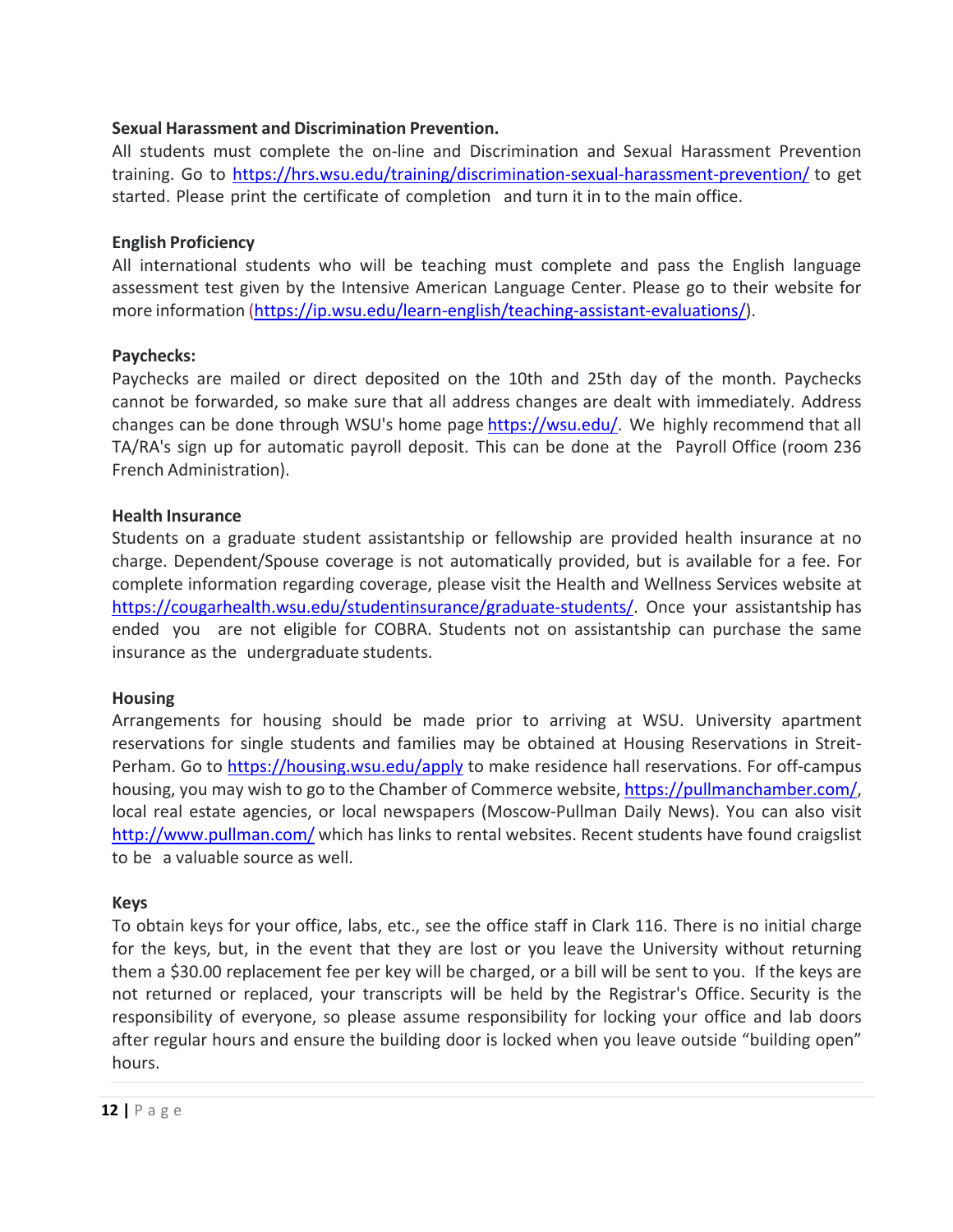**Sexual Harassment and Discrimination Prevention.**

All students must complete the on-line and Discrimination and Sexual Harassment Prevention training. Go to https://hrs.wsu.edu/training/discrimination-sexual-harassment-prevention/ to get started. Please print the certificate of completion and turn it in to the main office.

**English Proficiency**

All international students who will be teaching must complete and pass the English language assessment test given by the Intensive American Language Center. Please go to their website for more information (https://ip.wsu.edu/learn-english/teaching-assistant-evaluations/).

**Paychecks:**

Paychecks are mailed or direct deposited on the 10th and 25th day of the month. Paychecks cannot be forwarded, so make sure that all address changes are dealt with immediately. Address changes can be done through WSU's home page https://wsu.edu/. We highly recommend that all TA/RA's sign up for automatic payroll deposit. This can be done at the Payroll Office (room 236 French Administration).

**Health Insurance**

Students on a graduate student assistantship or fellowship are provided health insurance at no charge. Dependent/Spouse coverage is not automatically provided, but is available for a fee. For complete information regarding coverage, please visit the Health and Wellness Services website at https://cougarhealth.wsu.edu/studentinsurance/graduate-students/. Once your assistantship has ended you are not eligible for COBRA. Students not on assistantship can purchase the same insurance as the undergraduate students.

**Housing**

Arrangements for housing should be made prior to arriving at WSU. University apartment reservations for single students and families may be obtained at Housing Reservations in Streit-Perham. Go to https://housing.wsu.edu/apply to make residence hall reservations. For off-campus housing, you may wish to go to the Chamber of Commerce website, https://pullmanchamber.com/, local real estate agencies, or local newspapers (Moscow-Pullman Daily News). You can also visit http://www.pullman.com/ which has links to rental websites. Recent students have found craigslist to be a valuable source as well.

**Keys**

To obtain keys for your office, labs, etc., see the office staff in Clark 116. There is no initial charge for the keys, but, in the event that they are lost or you leave the University without returning them a $30.00 replacement fee per key will be charged, or a bill will be sent to you. If the keys are not returned or replaced, your transcripts will be held by the Registrar's Office. Security is the responsibility of everyone, so please assume responsibility for locking your office and lab doors after regular hours and ensure the building door is locked when you leave outside "building open" hours.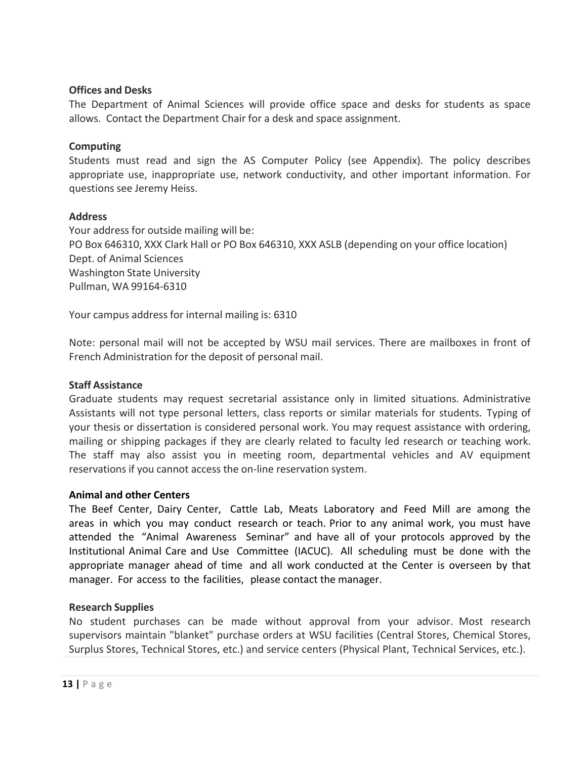**Offices and Desks**

The Department of Animal Sciences will provide office space and desks for students as space allows. Contact the Department Chair for a desk and space assignment.

**Computing**

Students must read and sign the AS Computer Policy (see Appendix). The policy describes appropriate use, inappropriate use, network conductivity, and other important information. For questions see Jeremy Heiss.

**Address**

Your address for outside mailing will be:
PO Box 646310, XXX Clark Hall or PO Box 646310, XXX ASLB (depending on your office location)
Dept. of Animal Sciences
Washington State University
Pullman, WA 99164-6310

Your campus address for internal mailing is: 6310

Note: personal mail will not be accepted by WSU mail services. There are mailboxes in front of French Administration for the deposit of personal mail.

**Staff Assistance**

Graduate students may request secretarial assistance only in limited situations. Administrative Assistants will not type personal letters, class reports or similar materials for students. Typing of your thesis or dissertation is considered personal work. You may request assistance with ordering, mailing or shipping packages if they are clearly related to faculty led research or teaching work. The staff may also assist you in meeting room, departmental vehicles and AV equipment reservations if you cannot access the on-line reservation system.

**Animal and other Centers**

The Beef Center, Dairy Center, Cattle Lab, Meats Laboratory and Feed Mill are among the areas in which you may conduct research or teach. Prior to any animal work, you must have attended the "Animal Awareness Seminar" and have all of your protocols approved by the Institutional Animal Care and Use Committee (IACUC). All scheduling must be done with the appropriate manager ahead of time and all work conducted at the Center is overseen by that manager. For access to the facilities, please contact the manager.

**Research Supplies**

No student purchases can be made without approval from your advisor. Most research supervisors maintain "blanket" purchase orders at WSU facilities (Central Stores, Chemical Stores, Surplus Stores, Technical Stores, etc.) and service centers (Physical Plant, Technical Services, etc.).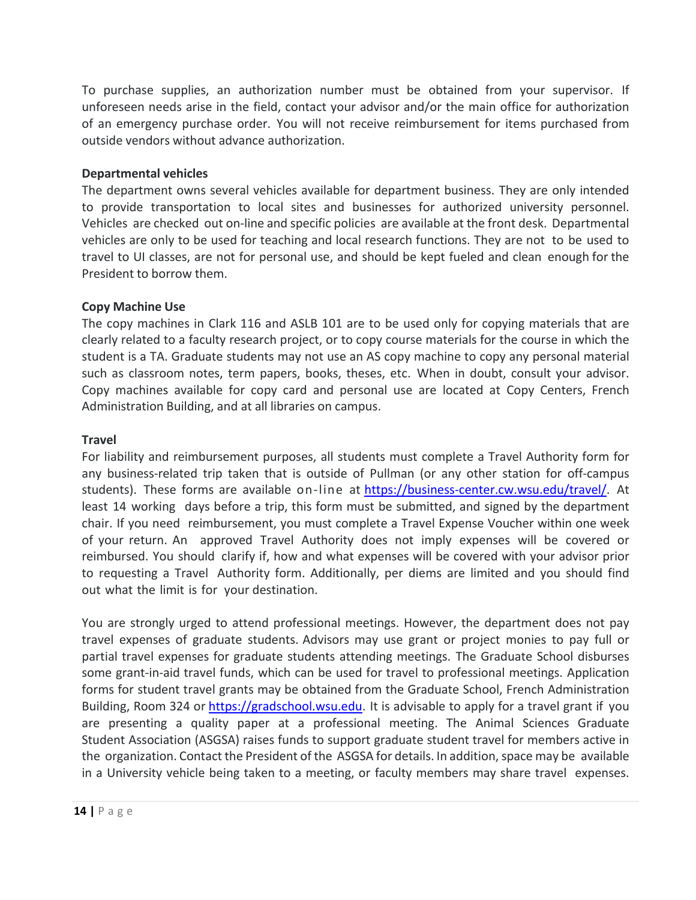To purchase supplies, an authorization number must be obtained from your supervisor. If unforeseen needs arise in the field, contact your advisor and/or the main office for authorization of an emergency purchase order. You will not receive reimbursement for items purchased from outside vendors without advance authorization.

**Departmental vehicles**

The department owns several vehicles available for department business. They are only intended to provide transportation to local sites and businesses for authorized university personnel. Vehicles are checked out on-line and specific policies are available at the front desk. Departmental vehicles are only to be used for teaching and local research functions. They are not to be used to travel to UI classes, are not for personal use, and should be kept fueled and clean enough for the President to borrow them.

**Copy Machine Use**

The copy machines in Clark 116 and ASLB 101 are to be used only for copying materials that are clearly related to a faculty research project, or to copy course materials for the course in which the student is a TA. Graduate students may not use an AS copy machine to copy any personal material such as classroom notes, term papers, books, theses, etc. When in doubt, consult your advisor. Copy machines available for copy card and personal use are located at Copy Centers, French Administration Building, and at all libraries on campus.

**Travel**

For liability and reimbursement purposes, all students must complete a Travel Authority form for any business-related trip taken that is outside of Pullman (or any other station for off-campus students). These forms are available on-line at [https://business-center.cw.wsu.edu/travel/](https://business-center.cw.wsu.edu/travel/). At least 14 working days before a trip, this form must be submitted, and signed by the department chair. If you need reimbursement, you must complete a Travel Expense Voucher within one week of your return. An approved Travel Authority does not imply expenses will be covered or reimbursed. You should clarify if, how and what expenses will be covered with your advisor prior to requesting a Travel Authority form. Additionally, per diems are limited and you should find out what the limit is for your destination.

You are strongly urged to attend professional meetings. However, the department does not pay travel expenses of graduate students. Advisors may use grant or project monies to pay full or partial travel expenses for graduate students attending meetings. The Graduate School disburses some grant-in-aid travel funds, which can be used for travel to professional meetings. Application forms for student travel grants may be obtained from the Graduate School, French Administration Building, Room 324 or [https://gradschool.wsu.edu](https://gradschool.wsu.edu). It is advisable to apply for a travel grant if you are presenting a quality paper at a professional meeting. The Animal Sciences Graduate Student Association (ASGSA) raises funds to support graduate student travel for members active in the organization. Contact the President of the ASGSA for details. In addition, space may be available in a University vehicle being taken to a meeting, or faculty members may share travel expenses.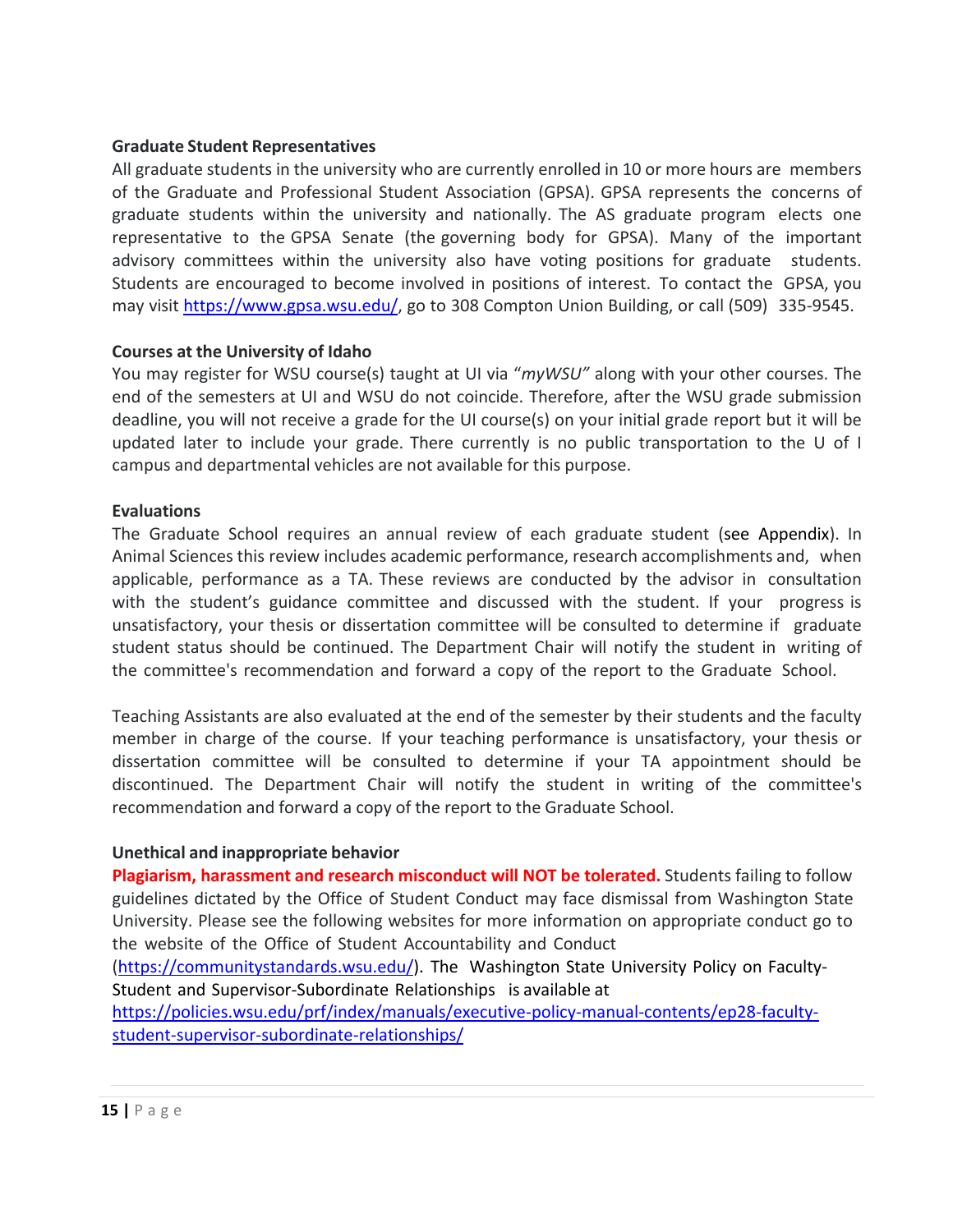**Graduate Student Representatives**

All graduate students in the university who are currently enrolled in 10 or more hours are members of the Graduate and Professional Student Association (GPSA). GPSA represents the concerns of graduate students within the university and nationally. The AS graduate program elects one representative to the GPSA Senate (the governing body for GPSA). Many of the important advisory committees within the university also have voting positions for graduate students. Students are encouraged to become involved in positions of interest. To contact the GPSA, you may visit https://www.gpsa.wsu.edu/, go to 308 Compton Union Building, or call (509) 335-9545.

**Courses at the University of Idaho**

You may register for WSU course(s) taught at UI via "*myWSU*" along with your other courses. The end of the semesters at UI and WSU do not coincide. Therefore, after the WSU grade submission deadline, you will not receive a grade for the UI course(s) on your initial grade report but it will be updated later to include your grade. There currently is no public transportation to the U of I campus and departmental vehicles are not available for this purpose.

**Evaluations**

The Graduate School requires an annual review of each graduate student (see Appendix). In Animal Sciences this review includes academic performance, research accomplishments and, when applicable, performance as a TA. These reviews are conducted by the advisor in consultation with the student's guidance committee and discussed with the student. If your progress is unsatisfactory, your thesis or dissertation committee will be consulted to determine if graduate student status should be continued. The Department Chair will notify the student in writing of the committee's recommendation and forward a copy of the report to the Graduate School.

Teaching Assistants are also evaluated at the end of the semester by their students and the faculty member in charge of the course. If your teaching performance is unsatisfactory, your thesis or dissertation committee will be consulted to determine if your TA appointment should be discontinued. The Department Chair will notify the student in writing of the committee's recommendation and forward a copy of the report to the Graduate School.

**Unethical and inappropriate behavior**

**Plagiarism, harassment and research misconduct will NOT be tolerated.** Students failing to follow guidelines dictated by the Office of Student Conduct may face dismissal from Washington State University. Please see the following websites for more information on appropriate conduct go to the website of the Office of Student Accountability and Conduct (https://communitystandards.wsu.edu/). The Washington State University Policy on Faculty-Student and Supervisor-Subordinate Relationships is available at https://policies.wsu.edu/prf/index/manuals/executive-policy-manual-contents/ep28-faculty-student-supervisor-subordinate-relationships/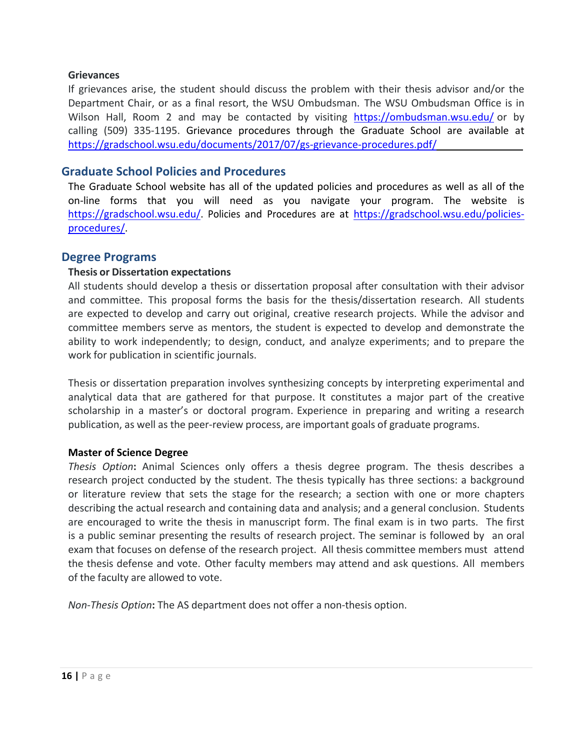**Grievances**

If grievances arise, the student should discuss the problem with their thesis advisor and/or the Department Chair, or as a final resort, the WSU Ombudsman. The WSU Ombudsman Office is in Wilson Hall, Room 2 and may be contacted by visiting https://ombudsman.wsu.edu/ or by calling (509) 335-1195. Grievance procedures through the Graduate School are available at https://gradschool.wsu.edu/documents/2017/07/gs-grievance-procedures.pdf/

## Graduate School Policies and Procedures

The Graduate School website has all of the updated policies and procedures as well as all of the on-line forms that you will need as you navigate your program. The website is https://gradschool.wsu.edu/. Policies and Procedures are at https://gradschool.wsu.edu/policies-procedures/.

## Degree Programs

**Thesis or Dissertation expectations**

All students should develop a thesis or dissertation proposal after consultation with their advisor and committee. This proposal forms the basis for the thesis/dissertation research. All students are expected to develop and carry out original, creative research projects. While the advisor and committee members serve as mentors, the student is expected to develop and demonstrate the ability to work independently; to design, conduct, and analyze experiments; and to prepare the work for publication in scientific journals.

Thesis or dissertation preparation involves synthesizing concepts by interpreting experimental and analytical data that are gathered for that purpose. It constitutes a major part of the creative scholarship in a master's or doctoral program. Experience in preparing and writing a research publication, as well as the peer-review process, are important goals of graduate programs.

**Master of Science Degree**

*Thesis Option***:** Animal Sciences only offers a thesis degree program. The thesis describes a research project conducted by the student. The thesis typically has three sections: a background or literature review that sets the stage for the research; a section with one or more chapters describing the actual research and containing data and analysis; and a general conclusion. Students are encouraged to write the thesis in manuscript form. The final exam is in two parts. The first is a public seminar presenting the results of research project. The seminar is followed by an oral exam that focuses on defense of the research project. All thesis committee members must attend the thesis defense and vote. Other faculty members may attend and ask questions. All members of the faculty are allowed to vote.

*Non-Thesis Option***:** The AS department does not offer a non-thesis option.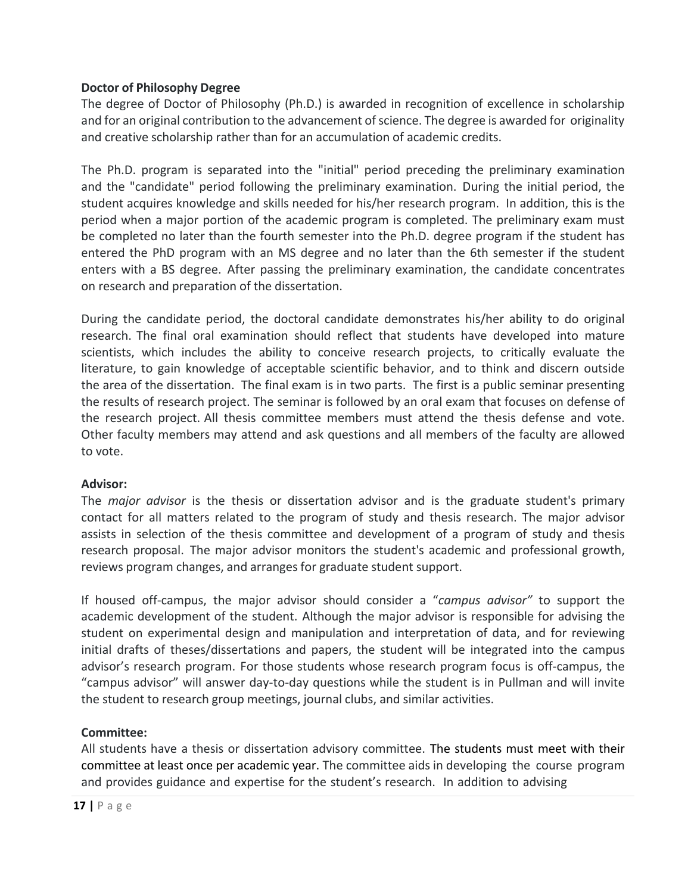**Doctor of Philosophy Degree**

The degree of Doctor of Philosophy (Ph.D.) is awarded in recognition of excellence in scholarship and for an original contribution to the advancement of science. The degree is awarded for originality and creative scholarship rather than for an accumulation of academic credits.

The Ph.D. program is separated into the "initial" period preceding the preliminary examination and the "candidate" period following the preliminary examination. During the initial period, the student acquires knowledge and skills needed for his/her research program. In addition, this is the period when a major portion of the academic program is completed. The preliminary exam must be completed no later than the fourth semester into the Ph.D. degree program if the student has entered the PhD program with an MS degree and no later than the 6th semester if the student enters with a BS degree. After passing the preliminary examination, the candidate concentrates on research and preparation of the dissertation.

During the candidate period, the doctoral candidate demonstrates his/her ability to do original research. The final oral examination should reflect that students have developed into mature scientists, which includes the ability to conceive research projects, to critically evaluate the literature, to gain knowledge of acceptable scientific behavior, and to think and discern outside the area of the dissertation. The final exam is in two parts. The first is a public seminar presenting the results of research project. The seminar is followed by an oral exam that focuses on defense of the research project. All thesis committee members must attend the thesis defense and vote. Other faculty members may attend and ask questions and all members of the faculty are allowed to vote.

**Advisor:**

The *major advisor* is the thesis or dissertation advisor and is the graduate student's primary contact for all matters related to the program of study and thesis research. The major advisor assists in selection of the thesis committee and development of a program of study and thesis research proposal. The major advisor monitors the student's academic and professional growth, reviews program changes, and arranges for graduate student support.

If housed off-campus, the major advisor should consider a "*campus advisor"* to support the academic development of the student. Although the major advisor is responsible for advising the student on experimental design and manipulation and interpretation of data, and for reviewing initial drafts of theses/dissertations and papers, the student will be integrated into the campus advisor's research program. For those students whose research program focus is off-campus, the "campus advisor" will answer day-to-day questions while the student is in Pullman and will invite the student to research group meetings, journal clubs, and similar activities.

**Committee:**

All students have a thesis or dissertation advisory committee. The students must meet with their committee at least once per academic year. The committee aids in developing the course program and provides guidance and expertise for the student's research. In addition to advising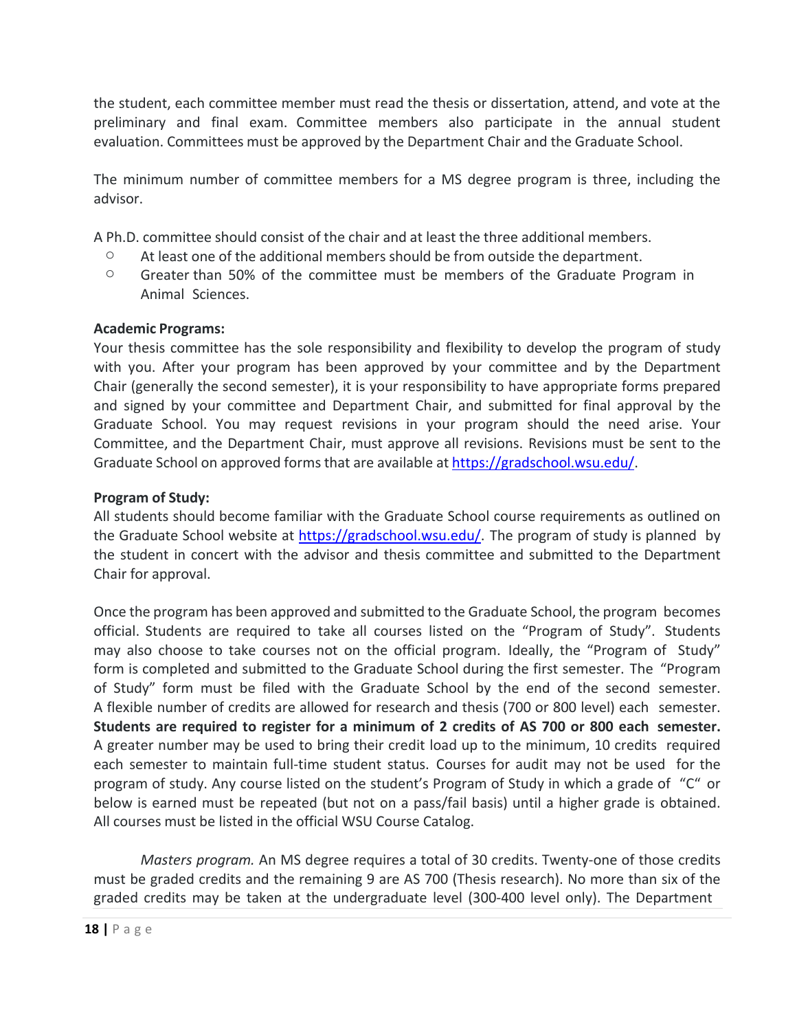the student, each committee member must read the thesis or dissertation, attend, and vote at the preliminary and final exam. Committee members also participate in the annual student evaluation. Committees must be approved by the Department Chair and the Graduate School.

The minimum number of committee members for a MS degree program is three, including the advisor.

A Ph.D. committee should consist of the chair and at least the three additional members.

- At least one of the additional members should be from outside the department.
- Greater than 50% of the committee must be members of the Graduate Program in Animal Sciences.

**Academic Programs:**
Your thesis committee has the sole responsibility and flexibility to develop the program of study with you. After your program has been approved by your committee and by the Department Chair (generally the second semester), it is your responsibility to have appropriate forms prepared and signed by your committee and Department Chair, and submitted for final approval by the Graduate School. You may request revisions in your program should the need arise. Your Committee, and the Department Chair, must approve all revisions. Revisions must be sent to the Graduate School on approved forms that are available at https://gradschool.wsu.edu/.

**Program of Study:**
All students should become familiar with the Graduate School course requirements as outlined on the Graduate School website at https://gradschool.wsu.edu/. The program of study is planned by the student in concert with the advisor and thesis committee and submitted to the Department Chair for approval.

Once the program has been approved and submitted to the Graduate School, the program becomes official. Students are required to take all courses listed on the "Program of Study". Students may also choose to take courses not on the official program. Ideally, the "Program of Study" form is completed and submitted to the Graduate School during the first semester. The "Program of Study" form must be filed with the Graduate School by the end of the second semester. A flexible number of credits are allowed for research and thesis (700 or 800 level) each semester. **Students are required to register for a minimum of 2 credits of AS 700 or 800 each semester.** A greater number may be used to bring their credit load up to the minimum, 10 credits required each semester to maintain full-time student status. Courses for audit may not be used for the program of study. Any course listed on the student's Program of Study in which a grade of "C" or below is earned must be repeated (but not on a pass/fail basis) until a higher grade is obtained. All courses must be listed in the official WSU Course Catalog.

*Masters program.* An MS degree requires a total of 30 credits. Twenty-one of those credits must be graded credits and the remaining 9 are AS 700 (Thesis research). No more than six of the graded credits may be taken at the undergraduate level (300-400 level only). The Department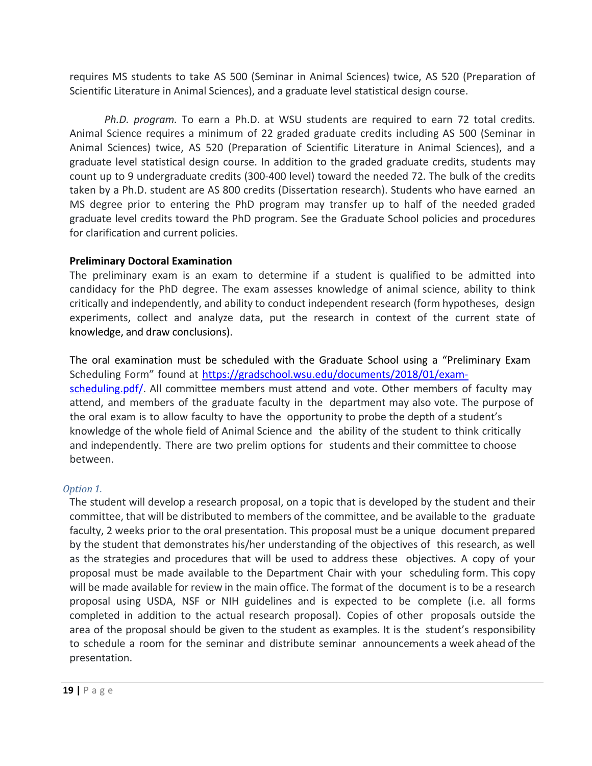requires MS students to take AS 500 (Seminar in Animal Sciences) twice, AS 520 (Preparation of Scientific Literature in Animal Sciences), and a graduate level statistical design course.

*Ph.D. program.* To earn a Ph.D. at WSU students are required to earn 72 total credits. Animal Science requires a minimum of 22 graded graduate credits including AS 500 (Seminar in Animal Sciences) twice, AS 520 (Preparation of Scientific Literature in Animal Sciences), and a graduate level statistical design course. In addition to the graded graduate credits, students may count up to 9 undergraduate credits (300-400 level) toward the needed 72. The bulk of the credits taken by a Ph.D. student are AS 800 credits (Dissertation research). Students who have earned an MS degree prior to entering the PhD program may transfer up to half of the needed graded graduate level credits toward the PhD program. See the Graduate School policies and procedures for clarification and current policies.

**Preliminary Doctoral Examination**

The preliminary exam is an exam to determine if a student is qualified to be admitted into candidacy for the PhD degree. The exam assesses knowledge of animal science, ability to think critically and independently, and ability to conduct independent research (form hypotheses, design experiments, collect and analyze data, put the research in context of the current state of knowledge, and draw conclusions).

The oral examination must be scheduled with the Graduate School using a "Preliminary Exam Scheduling Form" found at [https://gradschool.wsu.edu/documents/2018/01/exam-scheduling.pdf/](https://gradschool.wsu.edu/documents/2018/01/exam-scheduling.pdf/). All committee members must attend and vote. Other members of faculty may attend, and members of the graduate faculty in the department may also vote. The purpose of the oral exam is to allow faculty to have the opportunity to probe the depth of a student's knowledge of the whole field of Animal Science and the ability of the student to think critically and independently. There are two prelim options for students and their committee to choose between.

*Option 1.*

The student will develop a research proposal, on a topic that is developed by the student and their committee, that will be distributed to members of the committee, and be available to the graduate faculty, 2 weeks prior to the oral presentation. This proposal must be a unique document prepared by the student that demonstrates his/her understanding of the objectives of this research, as well as the strategies and procedures that will be used to address these objectives. A copy of your proposal must be made available to the Department Chair with your scheduling form. This copy will be made available for review in the main office. The format of the document is to be a research proposal using USDA, NSF or NIH guidelines and is expected to be complete (i.e. all forms completed in addition to the actual research proposal). Copies of other proposals outside the area of the proposal should be given to the student as examples. It is the student's responsibility to schedule a room for the seminar and distribute seminar announcements a week ahead of the presentation.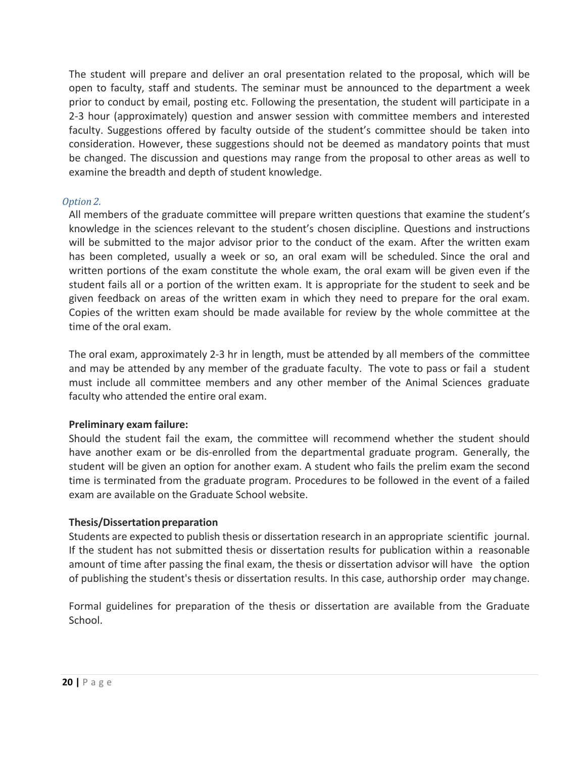The student will prepare and deliver an oral presentation related to the proposal, which will be open to faculty, staff and students. The seminar must be announced to the department a week prior to conduct by email, posting etc. Following the presentation, the student will participate in a 2-3 hour (approximately) question and answer session with committee members and interested faculty. Suggestions offered by faculty outside of the student's committee should be taken into consideration. However, these suggestions should not be deemed as mandatory points that must be changed. The discussion and questions may range from the proposal to other areas as well to examine the breadth and depth of student knowledge.

*Option 2.*

All members of the graduate committee will prepare written questions that examine the student's knowledge in the sciences relevant to the student's chosen discipline. Questions and instructions will be submitted to the major advisor prior to the conduct of the exam. After the written exam has been completed, usually a week or so, an oral exam will be scheduled. Since the oral and written portions of the exam constitute the whole exam, the oral exam will be given even if the student fails all or a portion of the written exam. It is appropriate for the student to seek and be given feedback on areas of the written exam in which they need to prepare for the oral exam. Copies of the written exam should be made available for review by the whole committee at the time of the oral exam.

The oral exam, approximately 2-3 hr in length, must be attended by all members of the committee and may be attended by any member of the graduate faculty. The vote to pass or fail a student must include all committee members and any other member of the Animal Sciences graduate faculty who attended the entire oral exam.

**Preliminary exam failure:**

Should the student fail the exam, the committee will recommend whether the student should have another exam or be dis-enrolled from the departmental graduate program. Generally, the student will be given an option for another exam. A student who fails the prelim exam the second time is terminated from the graduate program. Procedures to be followed in the event of a failed exam are available on the Graduate School website.

**Thesis/Dissertation preparation**

Students are expected to publish thesis or dissertation research in an appropriate scientific journal. If the student has not submitted thesis or dissertation results for publication within a reasonable amount of time after passing the final exam, the thesis or dissertation advisor will have the option of publishing the student's thesis or dissertation results. In this case, authorship order may change.

Formal guidelines for preparation of the thesis or dissertation are available from the Graduate School.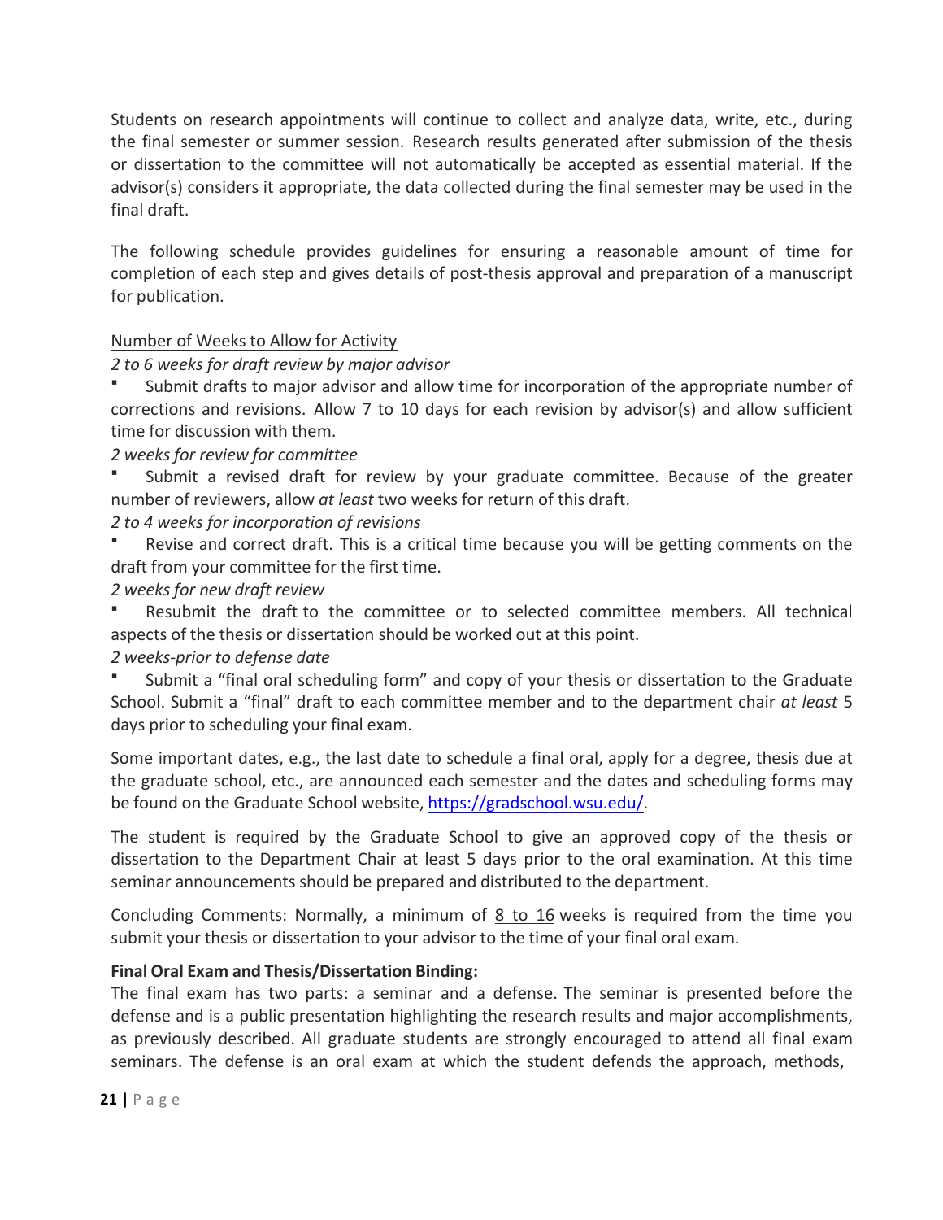Students on research appointments will continue to collect and analyze data, write, etc., during the final semester or summer session. Research results generated after submission of the thesis or dissertation to the committee will not automatically be accepted as essential material. If the advisor(s) considers it appropriate, the data collected during the final semester may be used in the final draft.

The following schedule provides guidelines for ensuring a reasonable amount of time for completion of each step and gives details of post-thesis approval and preparation of a manuscript for publication.

<u>Number of Weeks to Allow for Activity</u>

*2 to 6 weeks for draft review by major advisor*

- Submit drafts to major advisor and allow time for incorporation of the appropriate number of corrections and revisions. Allow 7 to 10 days for each revision by advisor(s) and allow sufficient time for discussion with them.

*2 weeks for review for committee*

- Submit a revised draft for review by your graduate committee. Because of the greater number of reviewers, allow *at least* two weeks for return of this draft.

*2 to 4 weeks for incorporation of revisions*

- Revise and correct draft. This is a critical time because you will be getting comments on the draft from your committee for the first time.

*2 weeks for new draft review*

- Resubmit the draft to the committee or to selected committee members. All technical aspects of the thesis or dissertation should be worked out at this point.

*2 weeks-prior to defense date*

- Submit a "final oral scheduling form" and copy of your thesis or dissertation to the Graduate School. Submit a "final" draft to each committee member and to the department chair *at least* 5 days prior to scheduling your final exam.

Some important dates, e.g., the last date to schedule a final oral, apply for a degree, thesis due at the graduate school, etc., are announced each semester and the dates and scheduling forms may be found on the Graduate School website, https://gradschool.wsu.edu/.

The student is required by the Graduate School to give an approved copy of the thesis or dissertation to the Department Chair at least 5 days prior to the oral examination. At this time seminar announcements should be prepared and distributed to the department.

Concluding Comments: Normally, a minimum of <u>8 to 16</u> weeks is required from the time you submit your thesis or dissertation to your advisor to the time of your final oral exam.

**Final Oral Exam and Thesis/Dissertation Binding:**

The final exam has two parts: a seminar and a defense. The seminar is presented before the defense and is a public presentation highlighting the research results and major accomplishments, as previously described. All graduate students are strongly encouraged to attend all final exam seminars. The defense is an oral exam at which the student defends the approach, methods,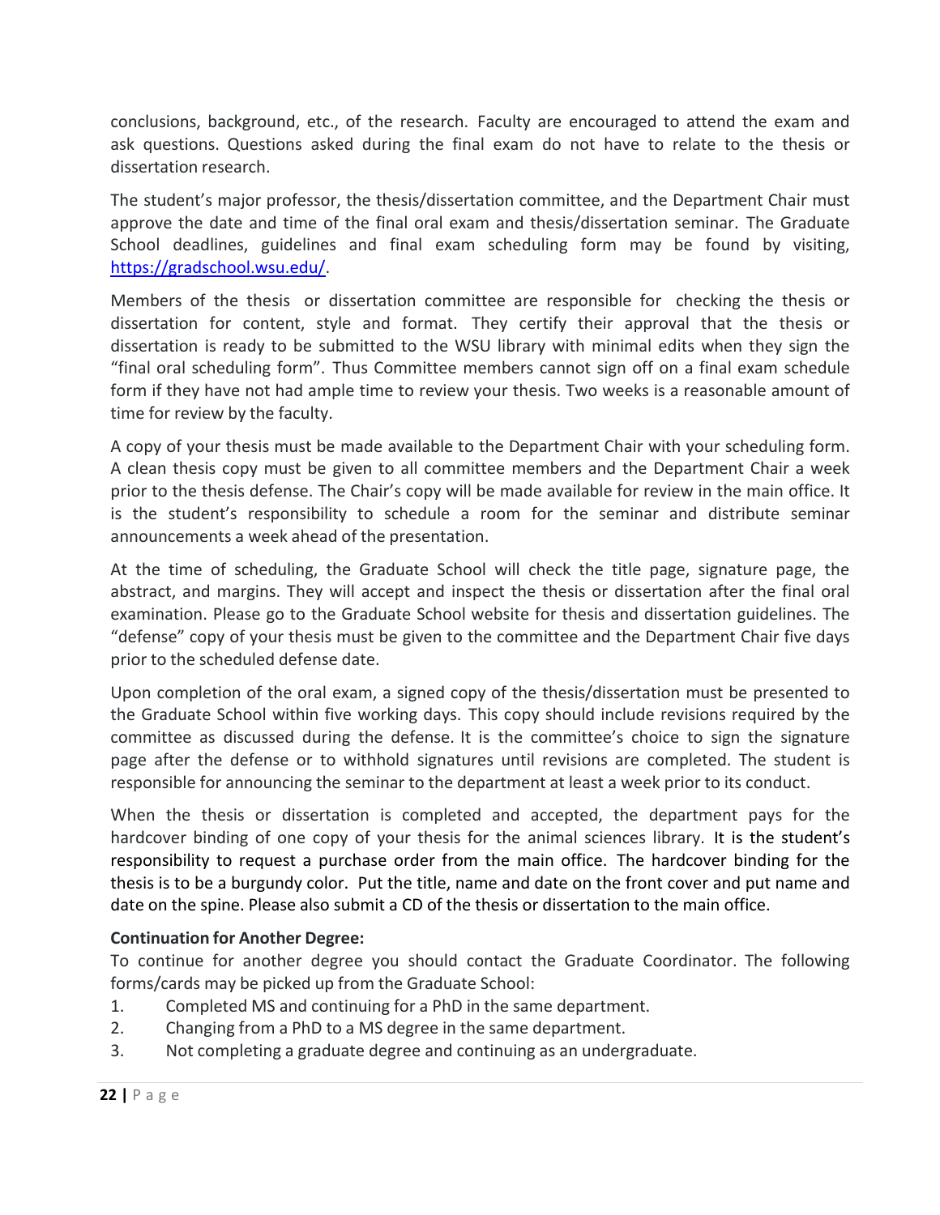conclusions, background, etc., of the research. Faculty are encouraged to attend the exam and ask questions. Questions asked during the final exam do not have to relate to the thesis or dissertation research.

The student's major professor, the thesis/dissertation committee, and the Department Chair must approve the date and time of the final oral exam and thesis/dissertation seminar. The Graduate School deadlines, guidelines and final exam scheduling form may be found by visiting, [https://gradschool.wsu.edu/](https://gradschool.wsu.edu/).

Members of the thesis or dissertation committee are responsible for checking the thesis or dissertation for content, style and format. They certify their approval that the thesis or dissertation is ready to be submitted to the WSU library with minimal edits when they sign the "final oral scheduling form". Thus Committee members cannot sign off on a final exam schedule form if they have not had ample time to review your thesis. Two weeks is a reasonable amount of time for review by the faculty.

A copy of your thesis must be made available to the Department Chair with your scheduling form. A clean thesis copy must be given to all committee members and the Department Chair a week prior to the thesis defense. The Chair's copy will be made available for review in the main office. It is the student's responsibility to schedule a room for the seminar and distribute seminar announcements a week ahead of the presentation.

At the time of scheduling, the Graduate School will check the title page, signature page, the abstract, and margins. They will accept and inspect the thesis or dissertation after the final oral examination. Please go to the Graduate School website for thesis and dissertation guidelines. The "defense" copy of your thesis must be given to the committee and the Department Chair five days prior to the scheduled defense date.

Upon completion of the oral exam, a signed copy of the thesis/dissertation must be presented to the Graduate School within five working days. This copy should include revisions required by the committee as discussed during the defense. It is the committee's choice to sign the signature page after the defense or to withhold signatures until revisions are completed. The student is responsible for announcing the seminar to the department at least a week prior to its conduct.

When the thesis or dissertation is completed and accepted, the department pays for the hardcover binding of one copy of your thesis for the animal sciences library. It is the student's responsibility to request a purchase order from the main office. The hardcover binding for the thesis is to be a burgundy color. Put the title, name and date on the front cover and put name and date on the spine. Please also submit a CD of the thesis or dissertation to the main office.

**Continuation for Another Degree:**

To continue for another degree you should contact the Graduate Coordinator. The following forms/cards may be picked up from the Graduate School:

1. Completed MS and continuing for a PhD in the same department.
2. Changing from a PhD to a MS degree in the same department.
3. Not completing a graduate degree and continuing as an undergraduate.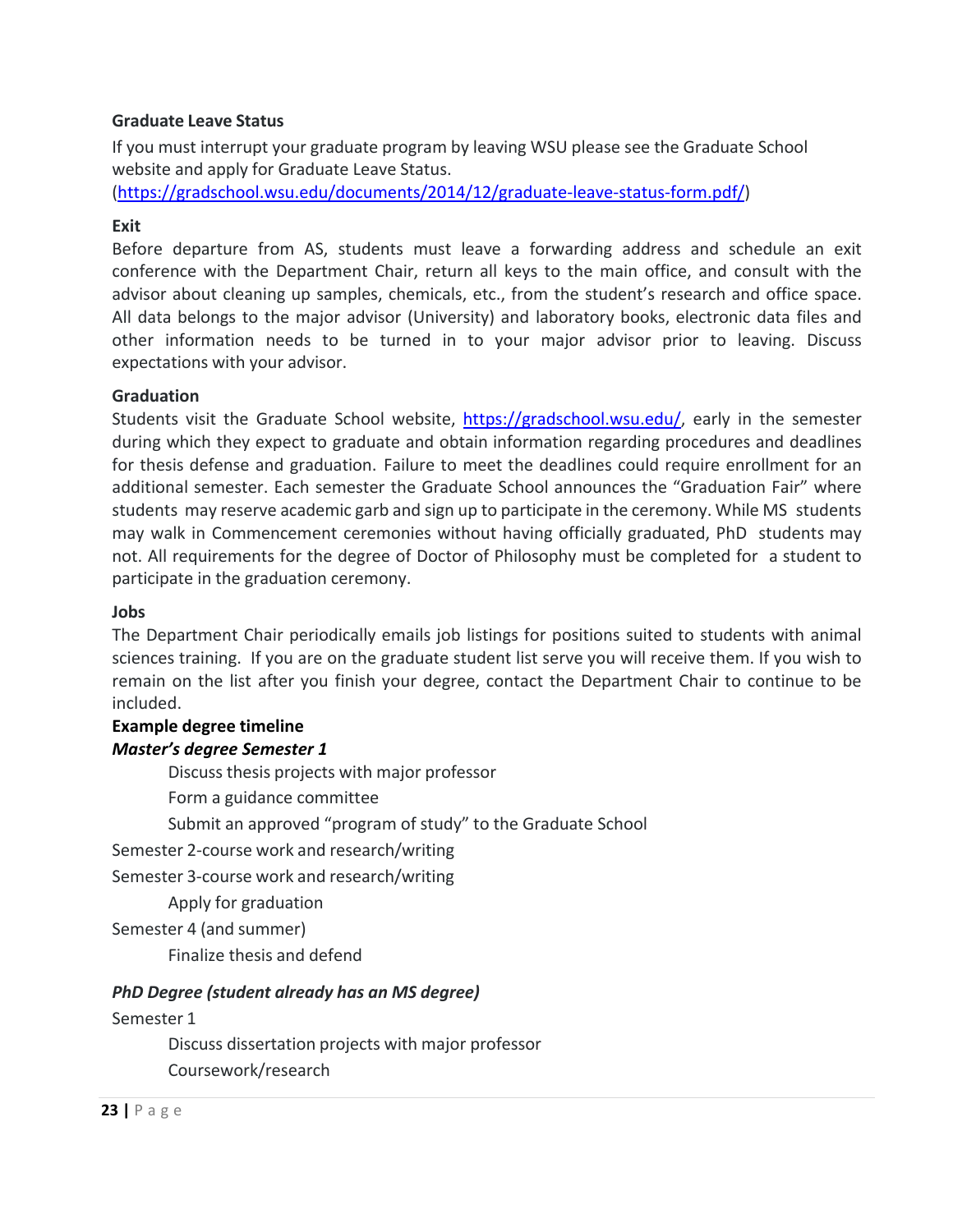**Graduate Leave Status**

If you must interrupt your graduate program by leaving WSU please see the Graduate School website and apply for Graduate Leave Status. (https://gradschool.wsu.edu/documents/2014/12/graduate-leave-status-form.pdf/)

**Exit**

Before departure from AS, students must leave a forwarding address and schedule an exit conference with the Department Chair, return all keys to the main office, and consult with the advisor about cleaning up samples, chemicals, etc., from the student's research and office space. All data belongs to the major advisor (University) and laboratory books, electronic data files and other information needs to be turned in to your major advisor prior to leaving. Discuss expectations with your advisor.

**Graduation**

Students visit the Graduate School website, https://gradschool.wsu.edu/, early in the semester during which they expect to graduate and obtain information regarding procedures and deadlines for thesis defense and graduation. Failure to meet the deadlines could require enrollment for an additional semester. Each semester the Graduate School announces the "Graduation Fair" where students may reserve academic garb and sign up to participate in the ceremony. While MS students may walk in Commencement ceremonies without having officially graduated, PhD students may not. All requirements for the degree of Doctor of Philosophy must be completed for a student to participate in the graduation ceremony.

**Jobs**

The Department Chair periodically emails job listings for positions suited to students with animal sciences training. If you are on the graduate student list serve you will receive them. If you wish to remain on the list after you finish your degree, contact the Department Chair to continue to be included.

**Example degree timeline**

***Master's degree Semester 1***

- Discuss thesis projects with major professor
- Form a guidance committee
- Submit an approved "program of study" to the Graduate School

Semester 2-course work and research/writing

Semester 3-course work and research/writing

- Apply for graduation

Semester 4 (and summer)

- Finalize thesis and defend

***PhD Degree (student already has an MS degree)***

Semester 1

- Discuss dissertation projects with major professor
- Coursework/research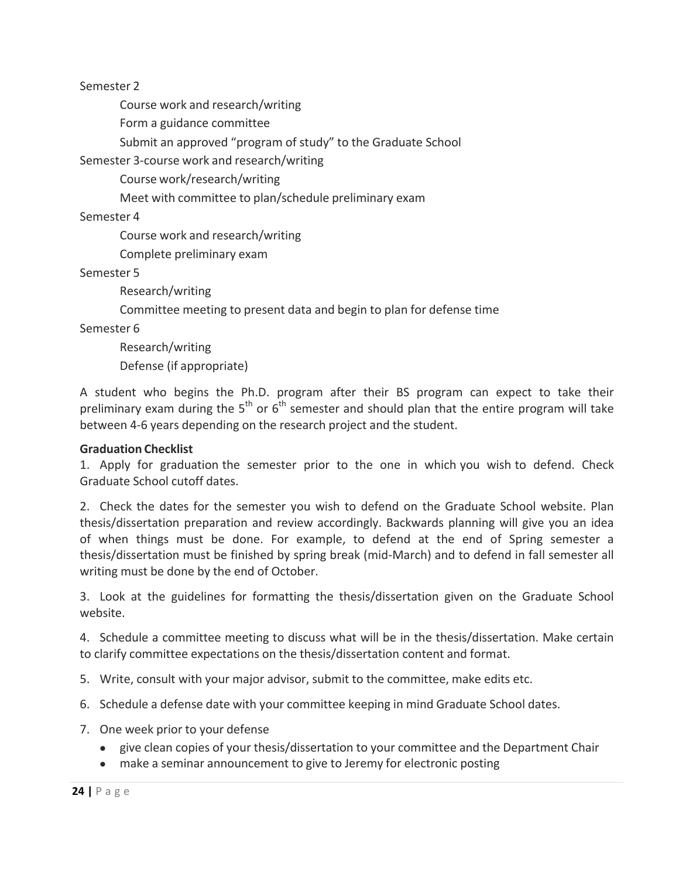Semester 2

- Course work and research/writing
- Form a guidance committee
- Submit an approved "program of study" to the Graduate School

Semester 3-course work and research/writing

- Course work/research/writing
- Meet with committee to plan/schedule preliminary exam

Semester 4

- Course work and research/writing
- Complete preliminary exam

Semester 5

- Research/writing
- Committee meeting to present data and begin to plan for defense time

Semester 6

- Research/writing
- Defense (if appropriate)

A student who begins the Ph.D. program after their BS program can expect to take their preliminary exam during the 5th or 6th semester and should plan that the entire program will take between 4-6 years depending on the research project and the student.

**Graduation Checklist**

1. Apply for graduation the semester prior to the one in which you wish to defend. Check Graduate School cutoff dates.

2. Check the dates for the semester you wish to defend on the Graduate School website. Plan thesis/dissertation preparation and review accordingly. Backwards planning will give you an idea of when things must be done. For example, to defend at the end of Spring semester a thesis/dissertation must be finished by spring break (mid-March) and to defend in fall semester all writing must be done by the end of October.

3. Look at the guidelines for formatting the thesis/dissertation given on the Graduate School website.

4. Schedule a committee meeting to discuss what will be in the thesis/dissertation. Make certain to clarify committee expectations on the thesis/dissertation content and format.

5. Write, consult with your major advisor, submit to the committee, make edits etc.

6. Schedule a defense date with your committee keeping in mind Graduate School dates.

7. One week prior to your defense
   - give clean copies of your thesis/dissertation to your committee and the Department Chair
   - make a seminar announcement to give to Jeremy for electronic posting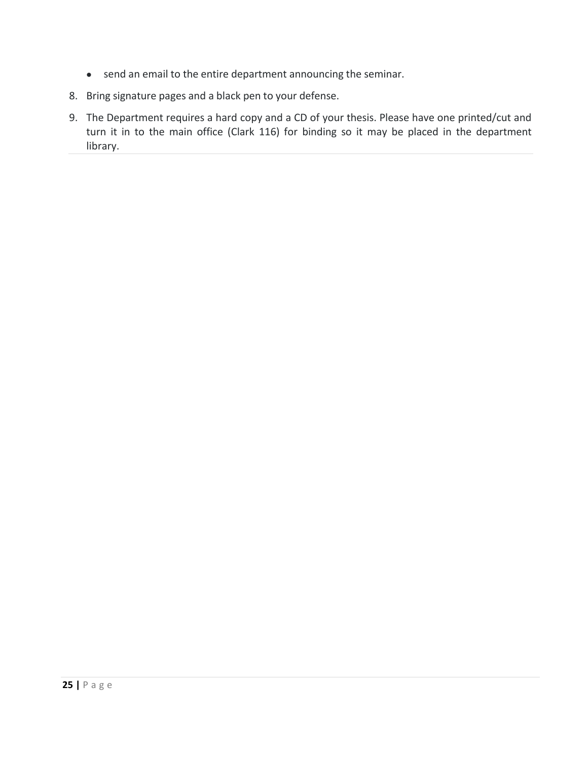- send an email to the entire department announcing the seminar.

8. Bring signature pages and a black pen to your defense.
9. The Department requires a hard copy and a CD of your thesis. Please have one printed/cut and turn it in to the main office (Clark 116) for binding so it may be placed in the department library.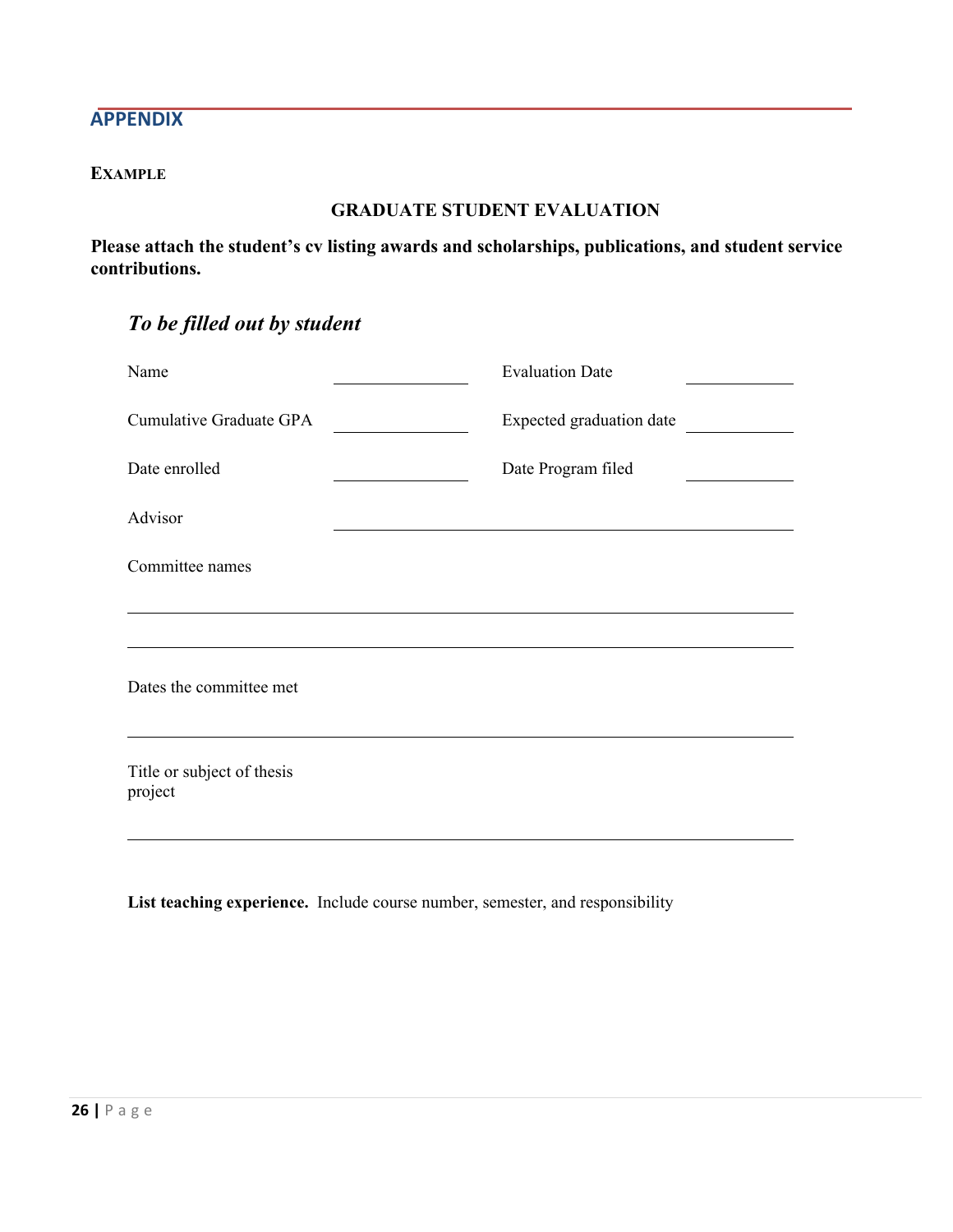## APPENDIX

**EXAMPLE**

**GRADUATE STUDENT EVALUATION**

**Please attach the student's cv listing awards and scholarships, publications, and student service contributions.**

### *To be filled out by student*

| | | | |
|---|---|---|---|
| Name | ____________ | Evaluation Date | ____________ |
| Cumulative Graduate GPA | ____________ | Expected graduation date | ____________ |
| Date enrolled | ____________ | Date Program filed | ____________ |

Advisor ________________________________________________

Committee names

________________________________________________

________________________________________________

Dates the committee met

________________________________________________

Title or subject of thesis project

________________________________________________

**List teaching experience.** Include course number, semester, and responsibility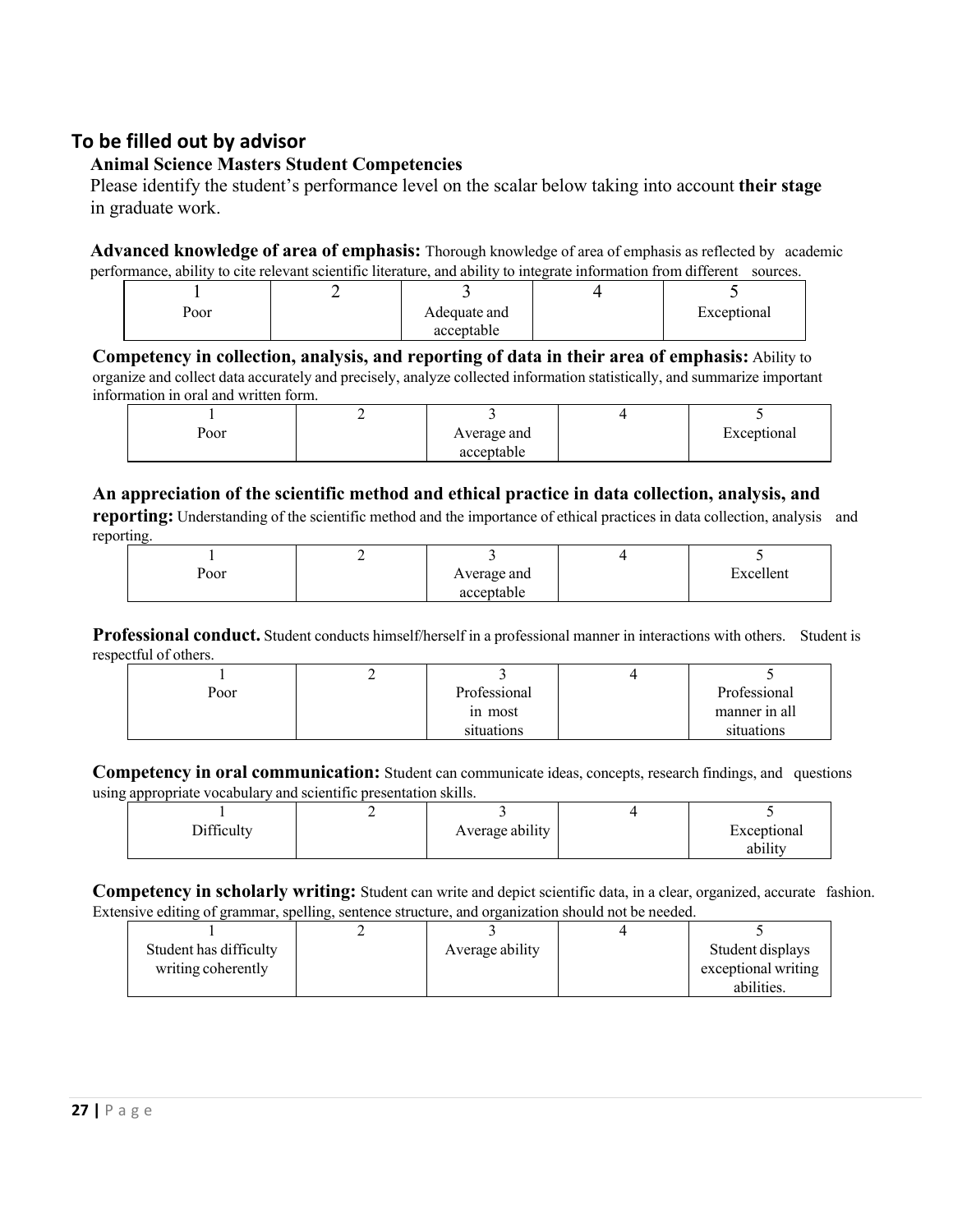## To be filled out by advisor

**Animal Science Masters Student Competencies**

Please identify the student's performance level on the scalar below taking into account **their stage** in graduate work.

**Advanced knowledge of area of emphasis:** Thorough knowledge of area of emphasis as reflected by academic performance, ability to cite relevant scientific literature, and ability to integrate information from different sources.

| 1 | 2 | 3 | 4 | 5 |
|---|---|---|---|---|
| Poor | | Adequate and acceptable | | Exceptional |

**Competency in collection, analysis, and reporting of data in their area of emphasis:** Ability to organize and collect data accurately and precisely, analyze collected information statistically, and summarize important information in oral and written form.

| 1 | 2 | 3 | 4 | 5 |
|---|---|---|---|---|
| Poor | | Average and acceptable | | Exceptional |

**An appreciation of the scientific method and ethical practice in data collection, analysis, and reporting:** Understanding of the scientific method and the importance of ethical practices in data collection, analysis and reporting.

| 1 | 2 | 3 | 4 | 5 |
|---|---|---|---|---|
| Poor | | Average and acceptable | | Excellent |

**Professional conduct.** Student conducts himself/herself in a professional manner in interactions with others. Student is respectful of others.

| 1 | 2 | 3 | 4 | 5 |
|---|---|---|---|---|
| Poor | | Professional in most situations | | Professional manner in all situations |

**Competency in oral communication:** Student can communicate ideas, concepts, research findings, and questions using appropriate vocabulary and scientific presentation skills.

| 1 | 2 | 3 | 4 | 5 |
|---|---|---|---|---|
| Difficulty | | Average ability | | Exceptional ability |

**Competency in scholarly writing:** Student can write and depict scientific data, in a clear, organized, accurate fashion. Extensive editing of grammar, spelling, sentence structure, and organization should not be needed.

| 1 | 2 | 3 | 4 | 5 |
|---|---|---|---|---|
| Student has difficulty writing coherently | | Average ability | | Student displays exceptional writing abilities. |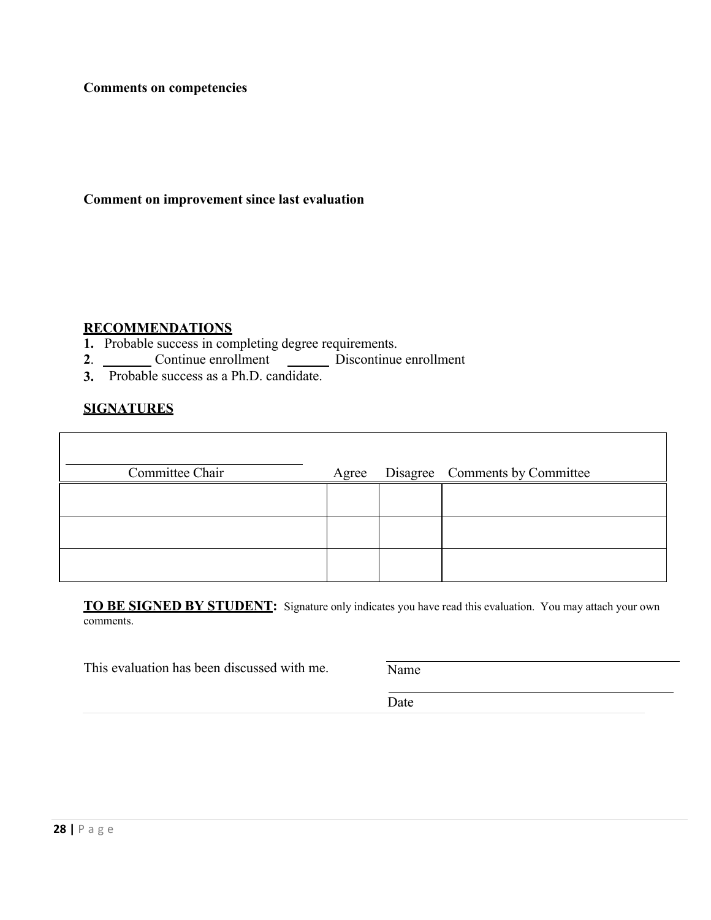**Comments on competencies**

**Comment on improvement since last evaluation**

**RECOMMENDATIONS**

**1.** Probable success in completing degree requirements.

**2**. _______ Continue enrollment _______ Discontinue enrollment

**3.** Probable success as a Ph.D. candidate.

**SIGNATURES**

| Committee Chair | Agree | Disagree | Comments by Committee |
|---|---|---|---|
| | | | |
| | | | |
| | | | |

**TO BE SIGNED BY STUDENT:** Signature only indicates you have read this evaluation. You may attach your own comments.

This evaluation has been discussed with me.

_______________________________
Name

_______________________________
Date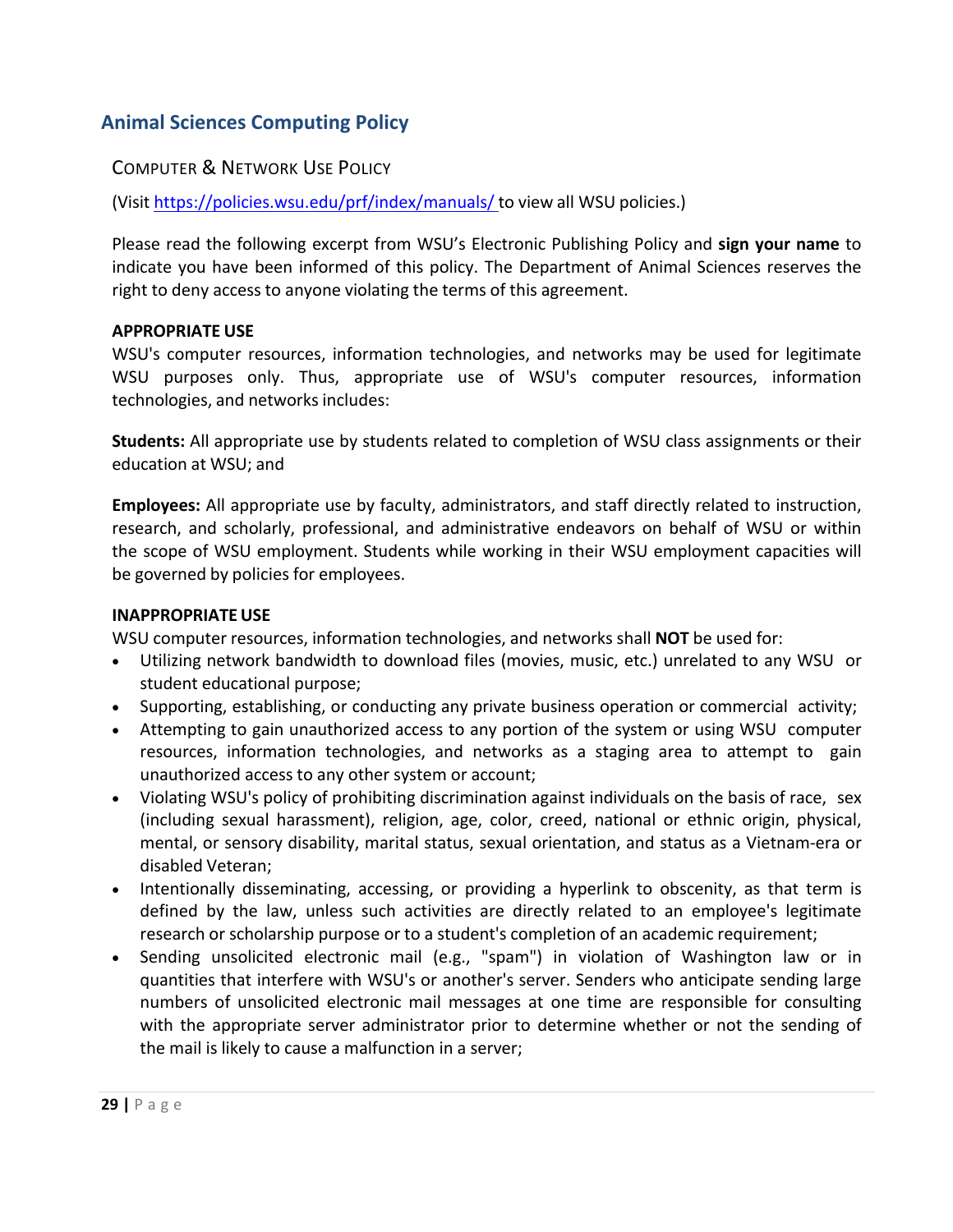## Animal Sciences Computing Policy

### Computer & Network Use Policy

(Visit https://policies.wsu.edu/prf/index/manuals/ to view all WSU policies.)

Please read the following excerpt from WSU's Electronic Publishing Policy and **sign your name** to indicate you have been informed of this policy. The Department of Animal Sciences reserves the right to deny access to anyone violating the terms of this agreement.

**APPROPRIATE USE**
WSU's computer resources, information technologies, and networks may be used for legitimate WSU purposes only. Thus, appropriate use of WSU's computer resources, information technologies, and networks includes:

**Students:** All appropriate use by students related to completion of WSU class assignments or their education at WSU; and

**Employees:** All appropriate use by faculty, administrators, and staff directly related to instruction, research, and scholarly, professional, and administrative endeavors on behalf of WSU or within the scope of WSU employment. Students while working in their WSU employment capacities will be governed by policies for employees.

**INAPPROPRIATE USE**
WSU computer resources, information technologies, and networks shall **NOT** be used for:

- Utilizing network bandwidth to download files (movies, music, etc.) unrelated to any WSU or student educational purpose;
- Supporting, establishing, or conducting any private business operation or commercial activity;
- Attempting to gain unauthorized access to any portion of the system or using WSU computer resources, information technologies, and networks as a staging area to attempt to gain unauthorized access to any other system or account;
- Violating WSU's policy of prohibiting discrimination against individuals on the basis of race, sex (including sexual harassment), religion, age, color, creed, national or ethnic origin, physical, mental, or sensory disability, marital status, sexual orientation, and status as a Vietnam-era or disabled Veteran;
- Intentionally disseminating, accessing, or providing a hyperlink to obscenity, as that term is defined by the law, unless such activities are directly related to an employee's legitimate research or scholarship purpose or to a student's completion of an academic requirement;
- Sending unsolicited electronic mail (e.g., "spam") in violation of Washington law or in quantities that interfere with WSU's or another's server. Senders who anticipate sending large numbers of unsolicited electronic mail messages at one time are responsible for consulting with the appropriate server administrator prior to determine whether or not the sending of the mail is likely to cause a malfunction in a server;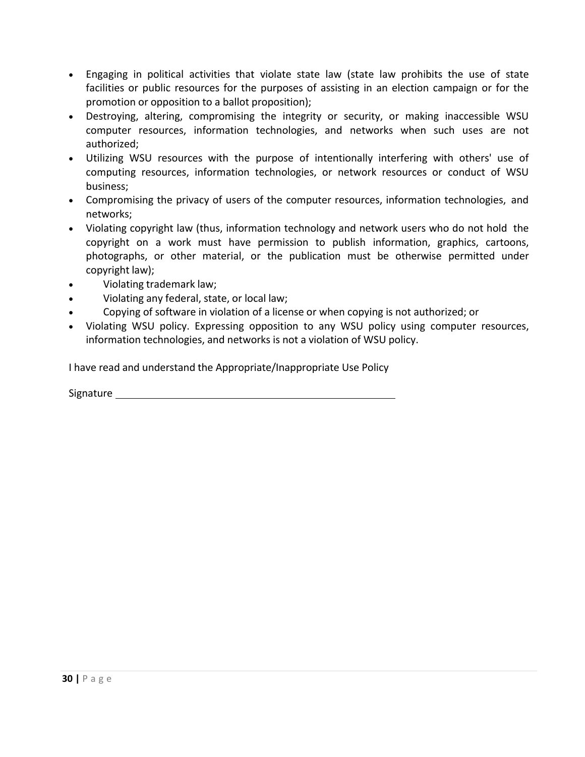- Engaging in political activities that violate state law (state law prohibits the use of state facilities or public resources for the purposes of assisting in an election campaign or for the promotion or opposition to a ballot proposition);
- Destroying, altering, compromising the integrity or security, or making inaccessible WSU computer resources, information technologies, and networks when such uses are not authorized;
- Utilizing WSU resources with the purpose of intentionally interfering with others' use of computing resources, information technologies, or network resources or conduct of WSU business;
- Compromising the privacy of users of the computer resources, information technologies, and networks;
- Violating copyright law (thus, information technology and network users who do not hold the copyright on a work must have permission to publish information, graphics, cartoons, photographs, or other material, or the publication must be otherwise permitted under copyright law);
- Violating trademark law;
- Violating any federal, state, or local law;
- Copying of software in violation of a license or when copying is not authorized; or
- Violating WSU policy. Expressing opposition to any WSU policy using computer resources, information technologies, and networks is not a violation of WSU policy.

I have read and understand the Appropriate/Inappropriate Use Policy

Signature ________________________________________________